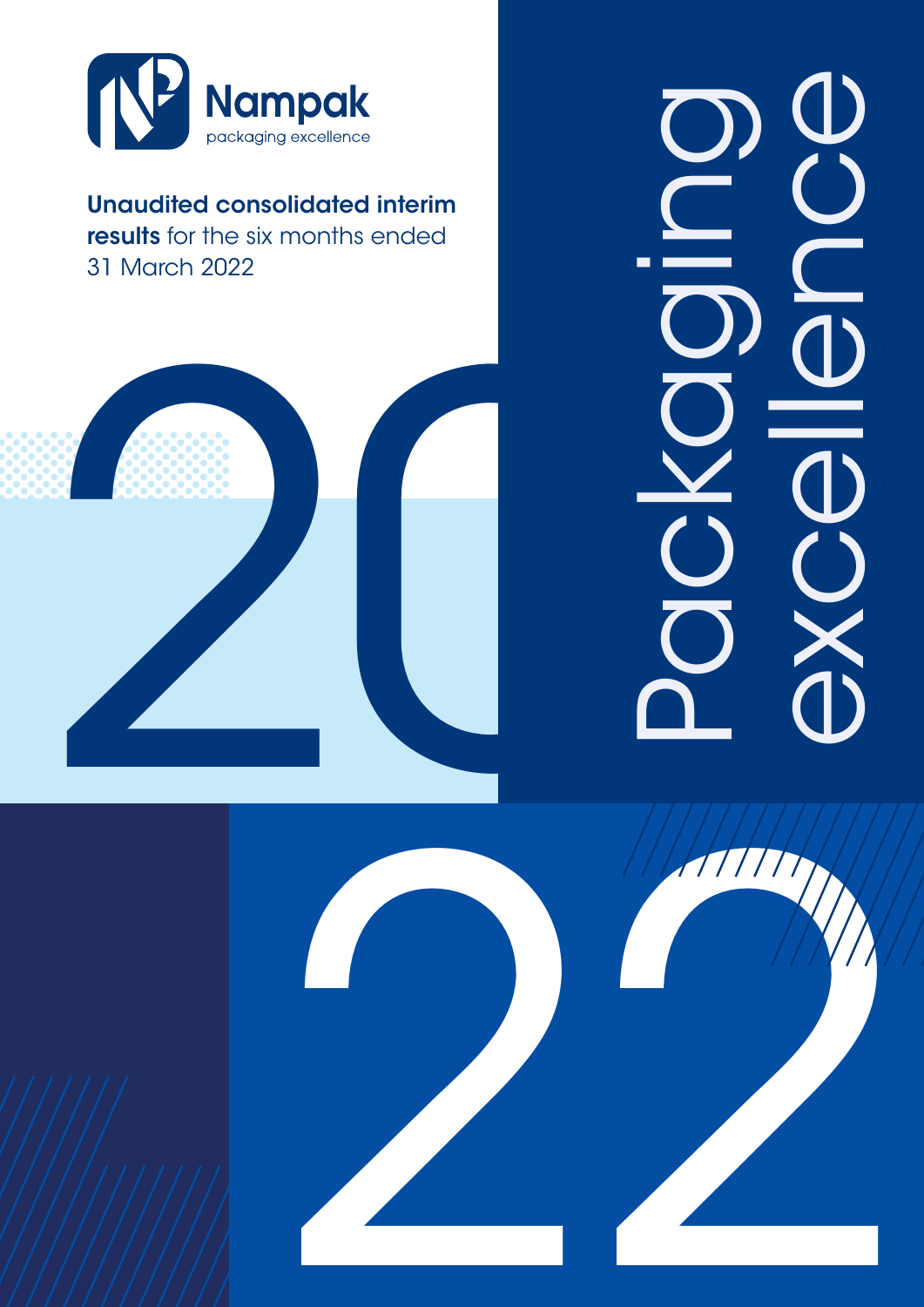Nampak

packaging excellence

**Unaudited consolidated interim results** for the six months ended 31 March 2022

2022

Packaging excellence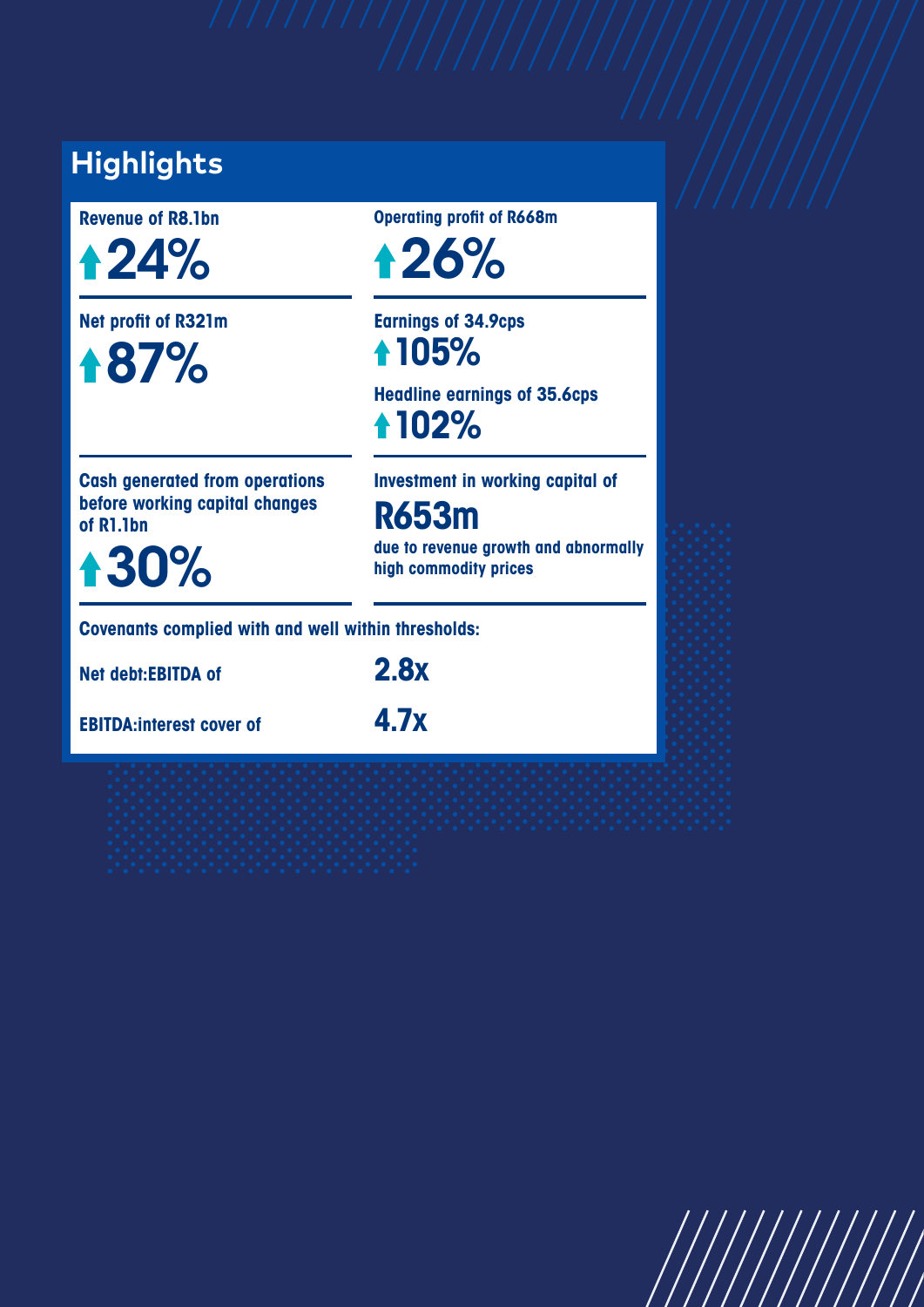## Highlights

**Revenue of R8.1bn**

**↑24%**

**Operating profit of R668m**

**↑26%**

**Net profit of R321m**

**↑87%**

**Earnings of 34.9cps**

**↑105%**

**Headline earnings of 35.6cps**

**↑102%**

**Cash generated from operations before working capital changes of R1.1bn**

**↑30%**

**Investment in working capital of**

**R653m**

**due to revenue growth and abnormally high commodity prices**

**Covenants complied with and well within thresholds:**

| | |
|---|---|
| **Net debt:EBITDA of** | **2.8x** |
| **EBITDA:interest cover of** | **4.7x** |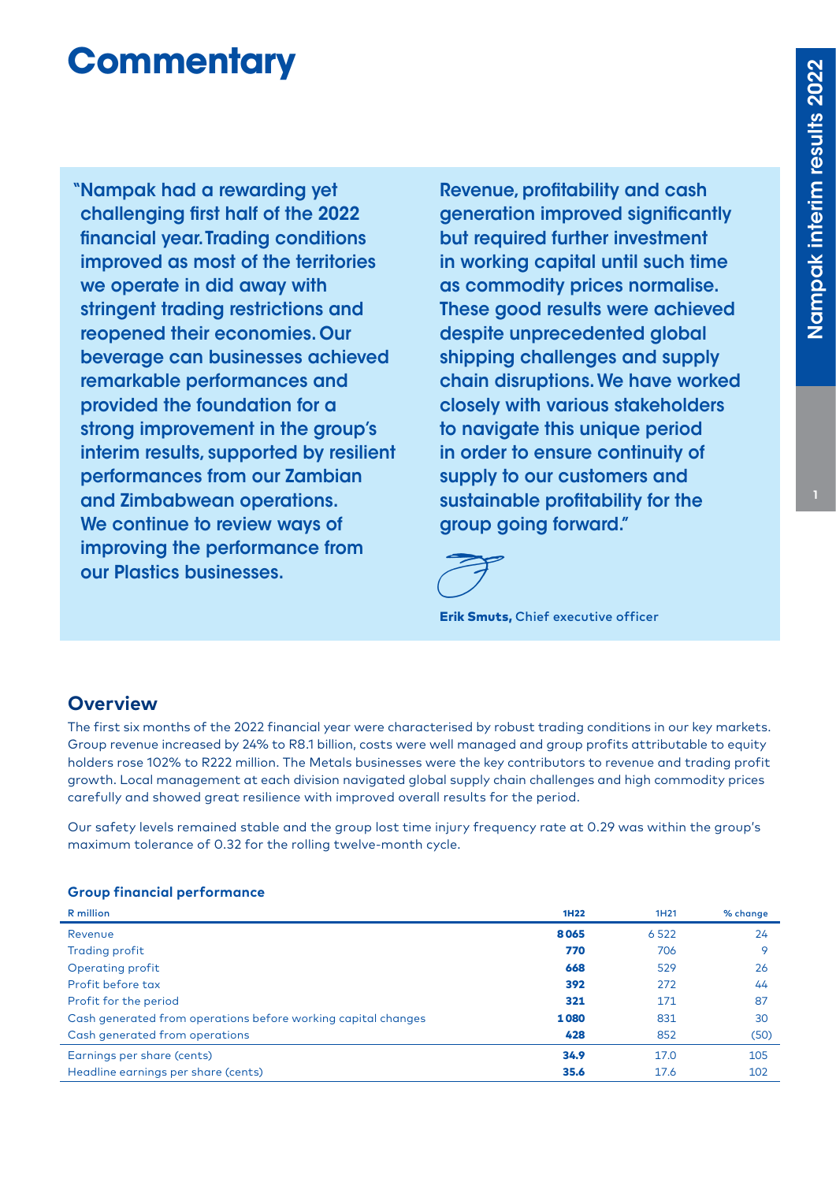# Commentary

"Nampak had a rewarding yet challenging first half of the 2022 financial year. Trading conditions improved as most of the territories we operate in did away with stringent trading restrictions and reopened their economies. Our beverage can businesses achieved remarkable performances and provided the foundation for a strong improvement in the group's interim results, supported by resilient performances from our Zambian and Zimbabwean operations. We continue to review ways of improving the performance from our Plastics businesses.

Revenue, profitability and cash generation improved significantly but required further investment in working capital until such time as commodity prices normalise. These good results were achieved despite unprecedented global shipping challenges and supply chain disruptions. We have worked closely with various stakeholders to navigate this unique period in order to ensure continuity of supply to our customers and sustainable profitability for the group going forward."

**Erik Smuts,** Chief executive officer

## Overview

The first six months of the 2022 financial year were characterised by robust trading conditions in our key markets. Group revenue increased by 24% to R8.1 billion, costs were well managed and group profits attributable to equity holders rose 102% to R222 million. The Metals businesses were the key contributors to revenue and trading profit growth. Local management at each division navigated global supply chain challenges and high commodity prices carefully and showed great resilience with improved overall results for the period.

Our safety levels remained stable and the group lost time injury frequency rate at 0.29 was within the group's maximum tolerance of 0.32 for the rolling twelve-month cycle.

### Group financial performance

| R million | 1H22 | 1H21 | % change |
|---|---|---|---|
| Revenue | **8 065** | 6 522 | 24 |
| Trading profit | **770** | 706 | 9 |
| Operating profit | **668** | 529 | 26 |
| Profit before tax | **392** | 272 | 44 |
| Profit for the period | **321** | 171 | 87 |
| Cash generated from operations before working capital changes | **1 080** | 831 | 30 |
| Cash generated from operations | **428** | 852 | (50) |
| Earnings per share (cents) | **34.9** | 17.0 | 105 |
| Headline earnings per share (cents) | **35.6** | 17.6 | 102 |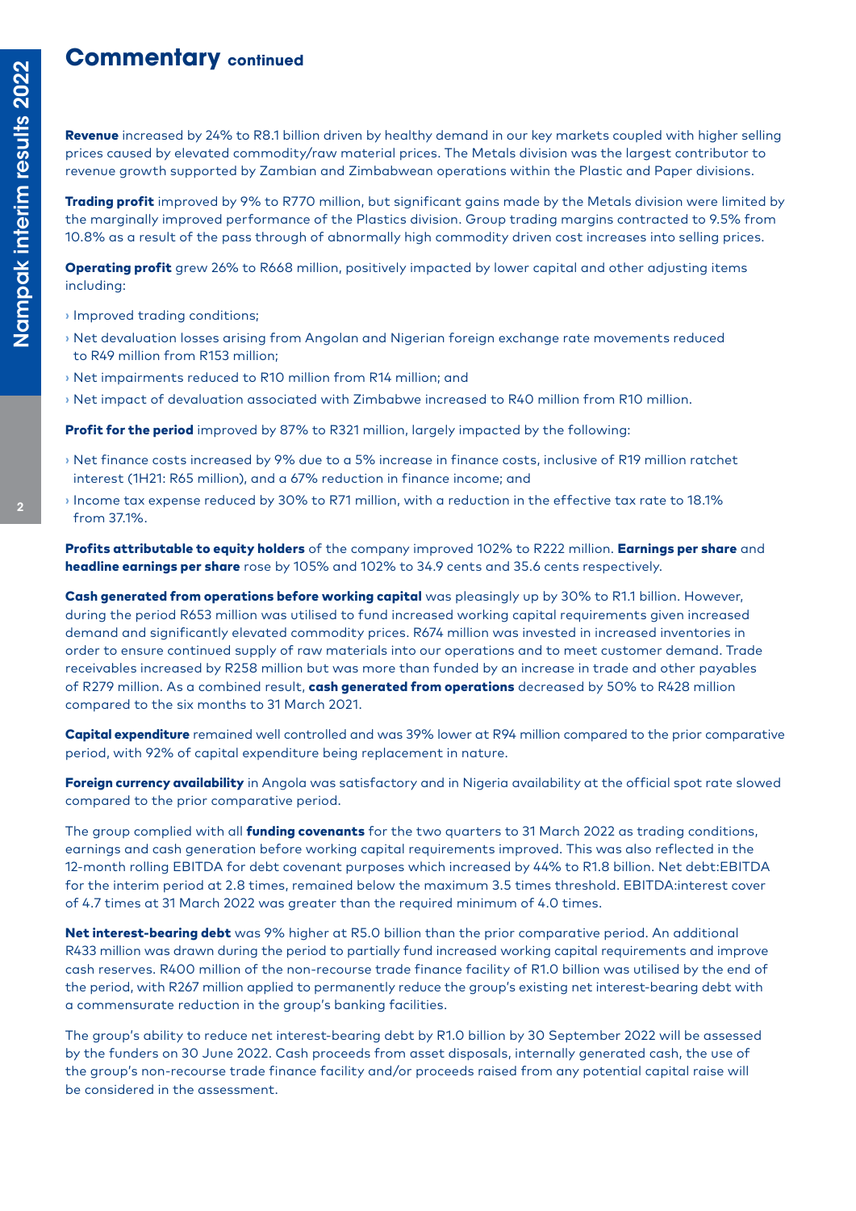## Commentary continued

**Revenue** increased by 24% to R8.1 billion driven by healthy demand in our key markets coupled with higher selling prices caused by elevated commodity/raw material prices. The Metals division was the largest contributor to revenue growth supported by Zambian and Zimbabwean operations within the Plastic and Paper divisions.

**Trading profit** improved by 9% to R770 million, but significant gains made by the Metals division were limited by the marginally improved performance of the Plastics division. Group trading margins contracted to 9.5% from 10.8% as a result of the pass through of abnormally high commodity driven cost increases into selling prices.

**Operating profit** grew 26% to R668 million, positively impacted by lower capital and other adjusting items including:

- Improved trading conditions;
- Net devaluation losses arising from Angolan and Nigerian foreign exchange rate movements reduced to R49 million from R153 million;
- Net impairments reduced to R10 million from R14 million; and
- Net impact of devaluation associated with Zimbabwe increased to R40 million from R10 million.

**Profit for the period** improved by 87% to R321 million, largely impacted by the following:

- Net finance costs increased by 9% due to a 5% increase in finance costs, inclusive of R19 million ratchet interest (1H21: R65 million), and a 67% reduction in finance income; and
- Income tax expense reduced by 30% to R71 million, with a reduction in the effective tax rate to 18.1% from 37.1%.

**Profits attributable to equity holders** of the company improved 102% to R222 million. **Earnings per share** and **headline earnings per share** rose by 105% and 102% to 34.9 cents and 35.6 cents respectively.

**Cash generated from operations before working capital** was pleasingly up by 30% to R1.1 billion. However, during the period R653 million was utilised to fund increased working capital requirements given increased demand and significantly elevated commodity prices. R674 million was invested in increased inventories in order to ensure continued supply of raw materials into our operations and to meet customer demand. Trade receivables increased by R258 million but was more than funded by an increase in trade and other payables of R279 million. As a combined result, **cash generated from operations** decreased by 50% to R428 million compared to the six months to 31 March 2021.

**Capital expenditure** remained well controlled and was 39% lower at R94 million compared to the prior comparative period, with 92% of capital expenditure being replacement in nature.

**Foreign currency availability** in Angola was satisfactory and in Nigeria availability at the official spot rate slowed compared to the prior comparative period.

The group complied with all **funding covenants** for the two quarters to 31 March 2022 as trading conditions, earnings and cash generation before working capital requirements improved. This was also reflected in the 12-month rolling EBITDA for debt covenant purposes which increased by 44% to R1.8 billion. Net debt:EBITDA for the interim period at 2.8 times, remained below the maximum 3.5 times threshold. EBITDA:interest cover of 4.7 times at 31 March 2022 was greater than the required minimum of 4.0 times.

**Net interest-bearing debt** was 9% higher at R5.0 billion than the prior comparative period. An additional R433 million was drawn during the period to partially fund increased working capital requirements and improve cash reserves. R400 million of the non-recourse trade finance facility of R1.0 billion was utilised by the end of the period, with R267 million applied to permanently reduce the group's existing net interest-bearing debt with a commensurate reduction in the group's banking facilities.

The group's ability to reduce net interest-bearing debt by R1.0 billion by 30 September 2022 will be assessed by the funders on 30 June 2022. Cash proceeds from asset disposals, internally generated cash, the use of the group's non-recourse trade finance facility and/or proceeds raised from any potential capital raise will be considered in the assessment.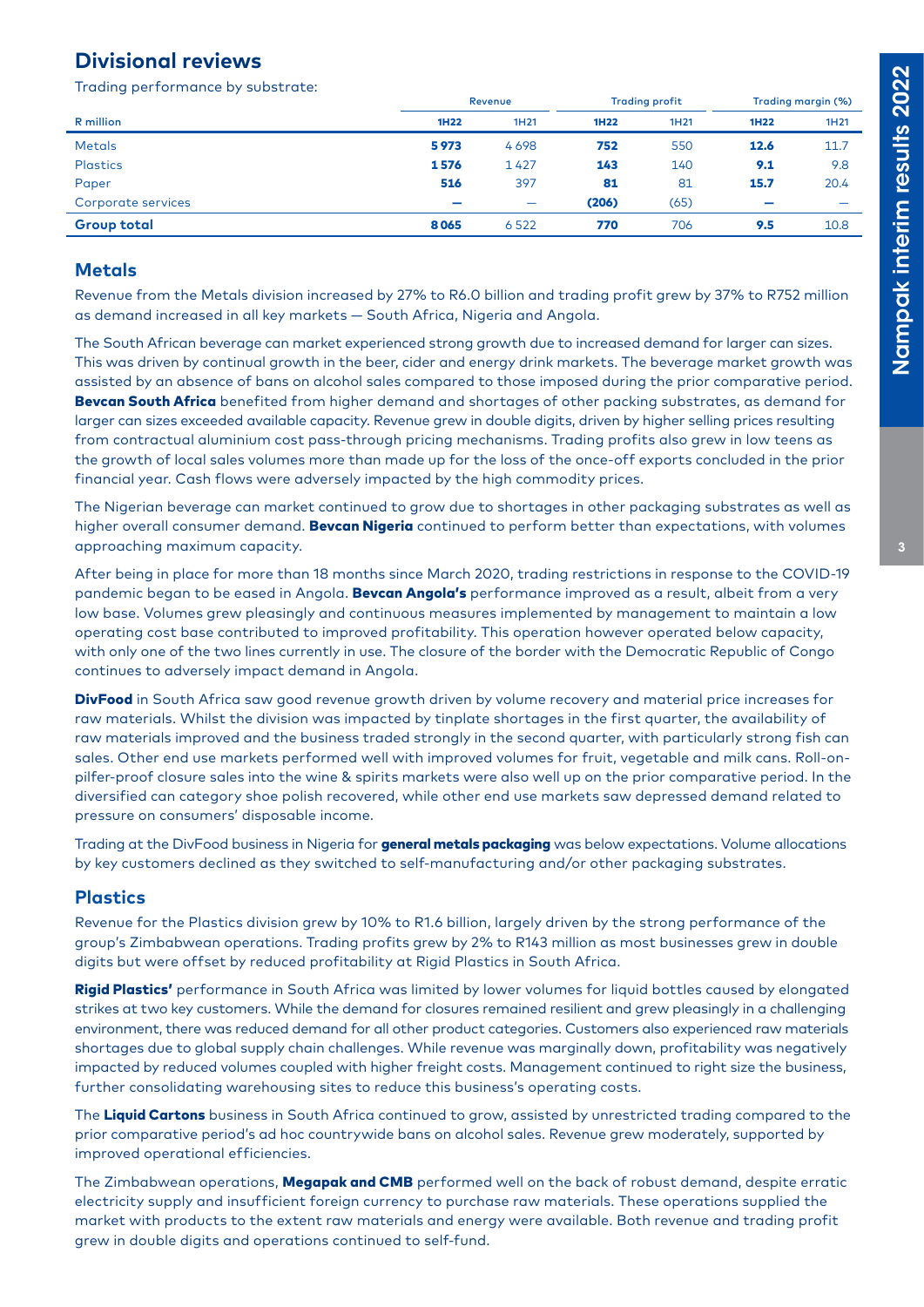## Divisional reviews

Trading performance by substrate:

| R million | Revenue | | Trading profit | | Trading margin (%) | |
|---|---|---|---|---|---|---|
| | **1H22** | 1H21 | **1H22** | 1H21 | **1H22** | 1H21 |
| Metals | **5 973** | 4 698 | **752** | 550 | **12.6** | 11.7 |
| Plastics | **1 576** | 1 427 | **143** | 140 | **9.1** | 9.8 |
| Paper | **516** | 397 | **81** | 81 | **15.7** | 20.4 |
| Corporate services | **–** | – | **(206)** | (65) | **–** | – |
| **Group total** | **8 065** | 6 522 | **770** | 706 | **9.5** | 10.8 |

### Metals

Revenue from the Metals division increased by 27% to R6.0 billion and trading profit grew by 37% to R752 million as demand increased in all key markets — South Africa, Nigeria and Angola.

The South African beverage can market experienced strong growth due to increased demand for larger can sizes. This was driven by continual growth in the beer, cider and energy drink markets. The beverage market growth was assisted by an absence of bans on alcohol sales compared to those imposed during the prior comparative period. **Bevcan South Africa** benefited from higher demand and shortages of other packing substrates, as demand for larger can sizes exceeded available capacity. Revenue grew in double digits, driven by higher selling prices resulting from contractual aluminium cost pass-through pricing mechanisms. Trading profits also grew in low teens as the growth of local sales volumes more than made up for the loss of the once-off exports concluded in the prior financial year. Cash flows were adversely impacted by the high commodity prices.

The Nigerian beverage can market continued to grow due to shortages in other packaging substrates as well as higher overall consumer demand. **Bevcan Nigeria** continued to perform better than expectations, with volumes approaching maximum capacity.

After being in place for more than 18 months since March 2020, trading restrictions in response to the COVID-19 pandemic began to be eased in Angola. **Bevcan Angola's** performance improved as a result, albeit from a very low base. Volumes grew pleasingly and continuous measures implemented by management to maintain a low operating cost base contributed to improved profitability. This operation however operated below capacity, with only one of the two lines currently in use. The closure of the border with the Democratic Republic of Congo continues to adversely impact demand in Angola.

**DivFood** in South Africa saw good revenue growth driven by volume recovery and material price increases for raw materials. Whilst the division was impacted by tinplate shortages in the first quarter, the availability of raw materials improved and the business traded strongly in the second quarter, with particularly strong fish can sales. Other end use markets performed well with improved volumes for fruit, vegetable and milk cans. Roll-on-pilfer-proof closure sales into the wine & spirits markets were also well up on the prior comparative period. In the diversified can category shoe polish recovered, while other end use markets saw depressed demand related to pressure on consumers' disposable income.

Trading at the DivFood business in Nigeria for **general metals packaging** was below expectations. Volume allocations by key customers declined as they switched to self-manufacturing and/or other packaging substrates.

### Plastics

Revenue for the Plastics division grew by 10% to R1.6 billion, largely driven by the strong performance of the group's Zimbabwean operations. Trading profits grew by 2% to R143 million as most businesses grew in double digits but were offset by reduced profitability at Rigid Plastics in South Africa.

**Rigid Plastics'** performance in South Africa was limited by lower volumes for liquid bottles caused by elongated strikes at two key customers. While the demand for closures remained resilient and grew pleasingly in a challenging environment, there was reduced demand for all other product categories. Customers also experienced raw materials shortages due to global supply chain challenges. While revenue was marginally down, profitability was negatively impacted by reduced volumes coupled with higher freight costs. Management continued to right size the business, further consolidating warehousing sites to reduce this business's operating costs.

The **Liquid Cartons** business in South Africa continued to grow, assisted by unrestricted trading compared to the prior comparative period's ad hoc countrywide bans on alcohol sales. Revenue grew moderately, supported by improved operational efficiencies.

The Zimbabwean operations, **Megapak and CMB** performed well on the back of robust demand, despite erratic electricity supply and insufficient foreign currency to purchase raw materials. These operations supplied the market with products to the extent raw materials and energy were available. Both revenue and trading profit grew in double digits and operations continued to self-fund.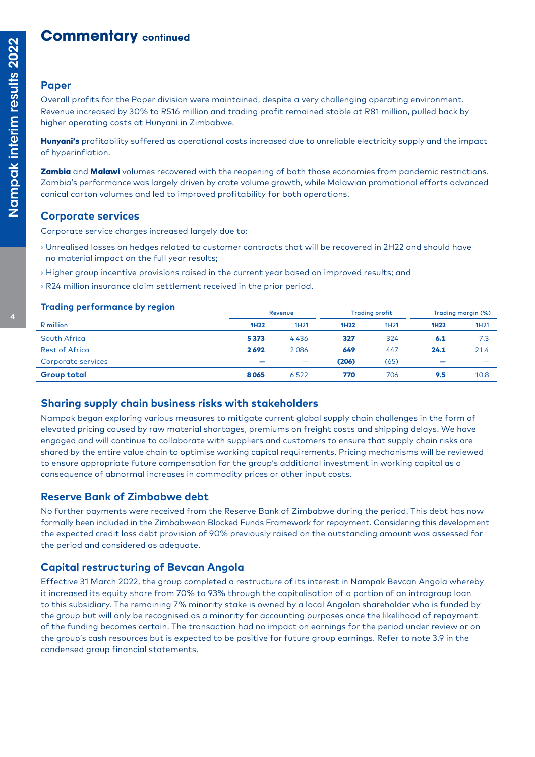# Commentary continued

## Paper

Overall profits for the Paper division were maintained, despite a very challenging operating environment. Revenue increased by 30% to R516 million and trading profit remained stable at R81 million, pulled back by higher operating costs at Hunyani in Zimbabwe.

**Hunyani's** profitability suffered as operational costs increased due to unreliable electricity supply and the impact of hyperinflation.

**Zambia** and **Malawi** volumes recovered with the reopening of both those economies from pandemic restrictions. Zambia's performance was largely driven by crate volume growth, while Malawian promotional efforts advanced conical carton volumes and led to improved profitability for both operations.

## Corporate services

Corporate service charges increased largely due to:

- Unrealised losses on hedges related to customer contracts that will be recovered in 2H22 and should have no material impact on the full year results;
- Higher group incentive provisions raised in the current year based on improved results; and
- R24 million insurance claim settlement received in the prior period.

### Trading performance by region

| | Revenue | | Trading profit | | Trading margin (%) | |
|---|---|---|---|---|---|---|
| R million | 1H22 | 1H21 | 1H22 | 1H21 | 1H22 | 1H21 |
| South Africa | **5 373** | 4 436 | **327** | 324 | **6.1** | 7.3 |
| Rest of Africa | **2 692** | 2 086 | **649** | 447 | **24.1** | 21.4 |
| Corporate services | **–** | – | **(206)** | (65) | **–** | – |
| **Group total** | **8 065** | 6 522 | **770** | 706 | **9.5** | 10.8 |

## Sharing supply chain business risks with stakeholders

Nampak began exploring various measures to mitigate current global supply chain challenges in the form of elevated pricing caused by raw material shortages, premiums on freight costs and shipping delays. We have engaged and will continue to collaborate with suppliers and customers to ensure that supply chain risks are shared by the entire value chain to optimise working capital requirements. Pricing mechanisms will be reviewed to ensure appropriate future compensation for the group's additional investment in working capital as a consequence of abnormal increases in commodity prices or other input costs.

## Reserve Bank of Zimbabwe debt

No further payments were received from the Reserve Bank of Zimbabwe during the period. This debt has now formally been included in the Zimbabwean Blocked Funds Framework for repayment. Considering this development the expected credit loss debt provision of 90% previously raised on the outstanding amount was assessed for the period and considered as adequate.

## Capital restructuring of Bevcan Angola

Effective 31 March 2022, the group completed a restructure of its interest in Nampak Bevcan Angola whereby it increased its equity share from 70% to 93% through the capitalisation of a portion of an intragroup loan to this subsidiary. The remaining 7% minority stake is owned by a local Angolan shareholder who is funded by the group but will only be recognised as a minority for accounting purposes once the likelihood of repayment of the funding becomes certain. The transaction had no impact on earnings for the period under review or on the group's cash resources but is expected to be positive for future group earnings. Refer to note 3.9 in the condensed group financial statements.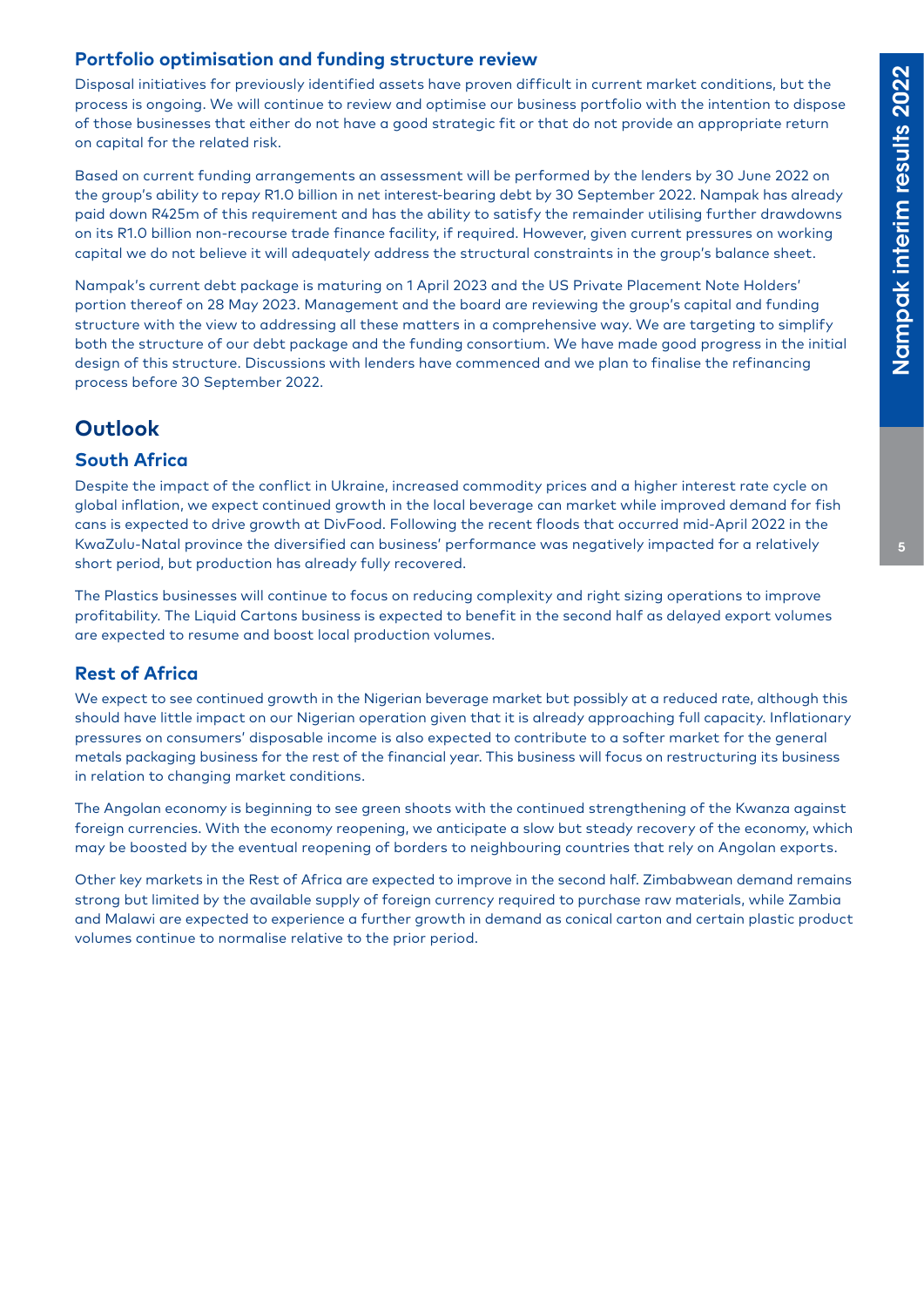### Portfolio optimisation and funding structure review

Disposal initiatives for previously identified assets have proven difficult in current market conditions, but the process is ongoing. We will continue to review and optimise our business portfolio with the intention to dispose of those businesses that either do not have a good strategic fit or that do not provide an appropriate return on capital for the related risk.

Based on current funding arrangements an assessment will be performed by the lenders by 30 June 2022 on the group's ability to repay R1.0 billion in net interest-bearing debt by 30 September 2022. Nampak has already paid down R425m of this requirement and has the ability to satisfy the remainder utilising further drawdowns on its R1.0 billion non-recourse trade finance facility, if required. However, given current pressures on working capital we do not believe it will adequately address the structural constraints in the group's balance sheet.

Nampak's current debt package is maturing on 1 April 2023 and the US Private Placement Note Holders' portion thereof on 28 May 2023. Management and the board are reviewing the group's capital and funding structure with the view to addressing all these matters in a comprehensive way. We are targeting to simplify both the structure of our debt package and the funding consortium. We have made good progress in the initial design of this structure. Discussions with lenders have commenced and we plan to finalise the refinancing process before 30 September 2022.

## Outlook

### South Africa

Despite the impact of the conflict in Ukraine, increased commodity prices and a higher interest rate cycle on global inflation, we expect continued growth in the local beverage can market while improved demand for fish cans is expected to drive growth at DivFood. Following the recent floods that occurred mid-April 2022 in the KwaZulu-Natal province the diversified can business' performance was negatively impacted for a relatively short period, but production has already fully recovered.

The Plastics businesses will continue to focus on reducing complexity and right sizing operations to improve profitability. The Liquid Cartons business is expected to benefit in the second half as delayed export volumes are expected to resume and boost local production volumes.

### Rest of Africa

We expect to see continued growth in the Nigerian beverage market but possibly at a reduced rate, although this should have little impact on our Nigerian operation given that it is already approaching full capacity. Inflationary pressures on consumers' disposable income is also expected to contribute to a softer market for the general metals packaging business for the rest of the financial year. This business will focus on restructuring its business in relation to changing market conditions.

The Angolan economy is beginning to see green shoots with the continued strengthening of the Kwanza against foreign currencies. With the economy reopening, we anticipate a slow but steady recovery of the economy, which may be boosted by the eventual reopening of borders to neighbouring countries that rely on Angolan exports.

Other key markets in the Rest of Africa are expected to improve in the second half. Zimbabwean demand remains strong but limited by the available supply of foreign currency required to purchase raw materials, while Zambia and Malawi are expected to experience a further growth in demand as conical carton and certain plastic product volumes continue to normalise relative to the prior period.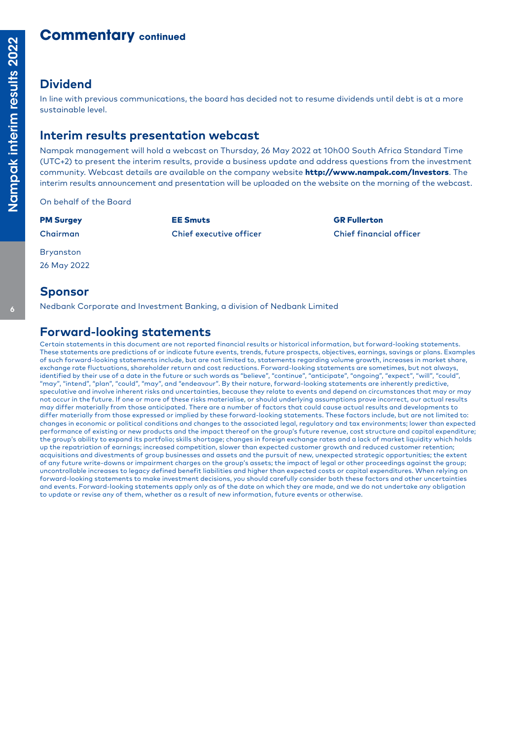# Commentary continued

## Dividend

In line with previous communications, the board has decided not to resume dividends until debt is at a more sustainable level.

## Interim results presentation webcast

Nampak management will hold a webcast on Thursday, 26 May 2022 at 10h00 South Africa Standard Time (UTC+2) to present the interim results, provide a business update and address questions from the investment community. Webcast details are available on the company website **http://www.nampak.com/Investors**. The interim results announcement and presentation will be uploaded on the website on the morning of the webcast.

On behalf of the Board

| **PM Surgey** | **EE Smuts** | **GR Fullerton** |
|---|---|---|
| Chairman | Chief executive officer | Chief financial officer |

Bryanston

26 May 2022

## Sponsor

Nedbank Corporate and Investment Banking, a division of Nedbank Limited

## Forward-looking statements

Certain statements in this document are not reported financial results or historical information, but forward-looking statements. These statements are predictions of or indicate future events, trends, future prospects, objectives, earnings, savings or plans. Examples of such forward-looking statements include, but are not limited to, statements regarding volume growth, increases in market share, exchange rate fluctuations, shareholder return and cost reductions. Forward-looking statements are sometimes, but not always, identified by their use of a date in the future or such words as "believe", "continue", "anticipate", "ongoing", "expect", "will", "could", "may", "intend", "plan", "could", "may", and "endeavour". By their nature, forward-looking statements are inherently predictive, speculative and involve inherent risks and uncertainties, because they relate to events and depend on circumstances that may or may not occur in the future. If one or more of these risks materialise, or should underlying assumptions prove incorrect, our actual results may differ materially from those anticipated. There are a number of factors that could cause actual results and developments to differ materially from those expressed or implied by these forward-looking statements. These factors include, but are not limited to: changes in economic or political conditions and changes to the associated legal, regulatory and tax environments; lower than expected performance of existing or new products and the impact thereof on the group's future revenue, cost structure and capital expenditure; the group's ability to expand its portfolio; skills shortage; changes in foreign exchange rates and a lack of market liquidity which holds up the repatriation of earnings; increased competition, slower than expected customer growth and reduced customer retention; acquisitions and divestments of group businesses and assets and the pursuit of new, unexpected strategic opportunities; the extent of any future write-downs or impairment charges on the group's assets; the impact of legal or other proceedings against the group; uncontrollable increases to legacy defined benefit liabilities and higher than expected costs or capital expenditures. When relying on forward-looking statements to make investment decisions, you should carefully consider both these factors and other uncertainties and events. Forward-looking statements apply only as of the date on which they are made, and we do not undertake any obligation to update or revise any of them, whether as a result of new information, future events or otherwise.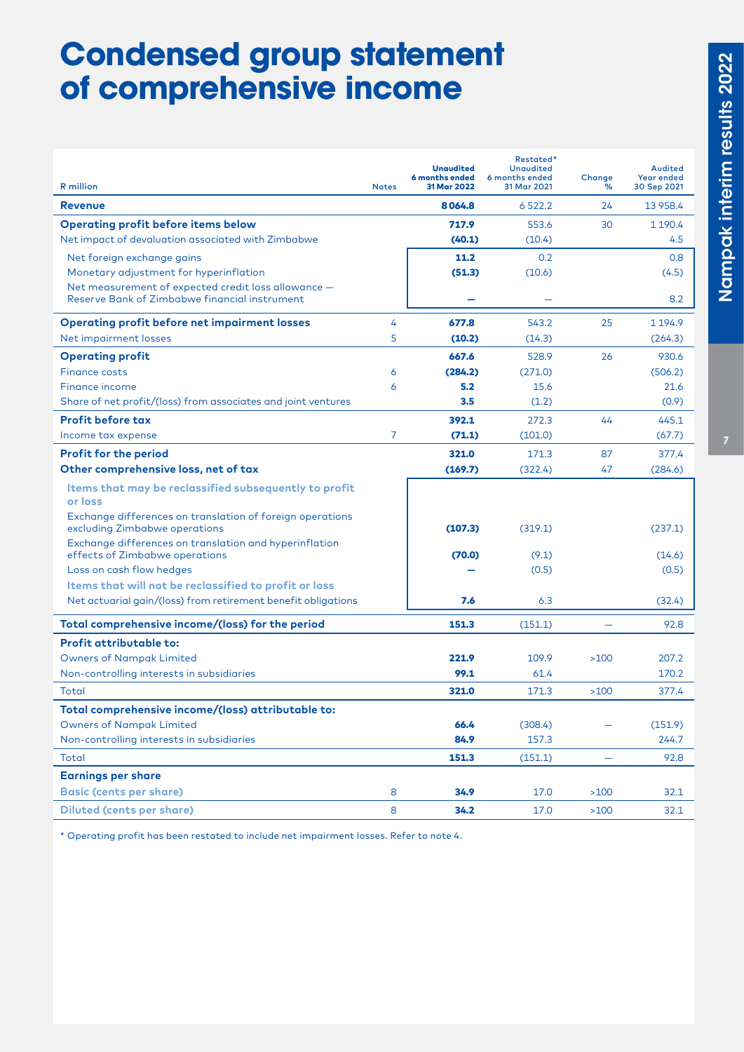# Condensed group statement of comprehensive income

| R million | Notes | Unaudited 6 months ended 31 Mar 2022 | Restated* Unaudited 6 months ended 31 Mar 2021 | Change % | Audited Year ended 30 Sep 2021 |
|---|---|---|---|---|---|
| **Revenue** | | **8 064.8** | 6 522.2 | 24 | 13 958.4 |
| **Operating profit before items below** | | **717.9** | 553.6 | 30 | 1 190.4 |
| Net impact of devaluation associated with Zimbabwe | | **(40.1)** | (10.4) | | 4.5 |
| Net foreign exchange gains | | **11.2** | 0.2 | | 0.8 |
| Monetary adjustment for hyperinflation | | **(51.3)** | (10.6) | | (4.5) |
| Net measurement of expected credit loss allowance — Reserve Bank of Zimbabwe financial instrument | | **–** | – | | 8.2 |
| **Operating profit before net impairment losses** | 4 | **677.8** | 543.2 | 25 | 1 194.9 |
| Net impairment losses | 5 | **(10.2)** | (14.3) | | (264.3) |
| **Operating profit** | | **667.6** | 528.9 | 26 | 930.6 |
| Finance costs | 6 | **(284.2)** | (271.0) | | (506.2) |
| Finance income | 6 | **5.2** | 15.6 | | 21.6 |
| Share of net profit/(loss) from associates and joint ventures | | **3.5** | (1.2) | | (0.9) |
| **Profit before tax** | | **392.1** | 272.3 | 44 | 445.1 |
| Income tax expense | 7 | **(71.1)** | (101.0) | | (67.7) |
| **Profit for the period** | | **321.0** | 171.3 | 87 | 377.4 |
| **Other comprehensive loss, net of tax** | | **(169.7)** | (322.4) | 47 | (284.6) |
| **Items that may be reclassified subsequently to profit or loss** | | | | | |
| Exchange differences on translation of foreign operations excluding Zimbabwe operations | | **(107.3)** | (319.1) | | (237.1) |
| Exchange differences on translation and hyperinflation effects of Zimbabwe operations | | **(70.0)** | (9.1) | | (14.6) |
| Loss on cash flow hedges | | **–** | (0.5) | | (0.5) |
| **Items that will not be reclassified to profit or loss** | | | | | |
| Net actuarial gain/(loss) from retirement benefit obligations | | **7.6** | 6.3 | | (32.4) |
| **Total comprehensive income/(loss) for the period** | | **151.3** | (151.1) | – | 92.8 |
| **Profit attributable to:** | | | | | |
| Owners of Nampak Limited | | **221.9** | 109.9 | >100 | 207.2 |
| Non-controlling interests in subsidiaries | | **99.1** | 61.4 | | 170.2 |
| Total | | **321.0** | 171.3 | >100 | 377.4 |
| **Total comprehensive income/(loss) attributable to:** | | | | | |
| Owners of Nampak Limited | | **66.4** | (308.4) | – | (151.9) |
| Non-controlling interests in subsidiaries | | **84.9** | 157.3 | | 244.7 |
| Total | | **151.3** | (151.1) | – | 92.8 |
| **Earnings per share** | | | | | |
| **Basic (cents per share)** | 8 | **34.9** | 17.0 | >100 | 32.1 |
| **Diluted (cents per share)** | 8 | **34.2** | 17.0 | >100 | 32.1 |

\* Operating profit has been restated to include net impairment losses. Refer to note 4.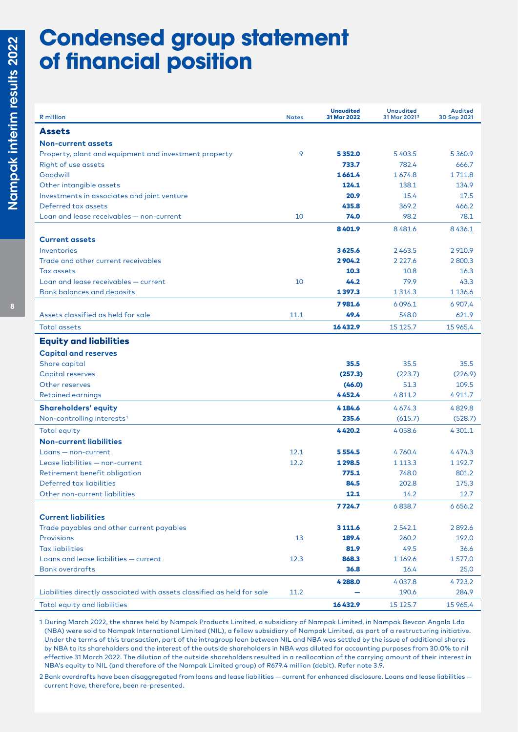# Condensed group statement of financial position

| R million | Notes | Unaudited 31 Mar 2022 | Unaudited 31 Mar 2021[2] | Audited 30 Sep 2021 |
|---|---|---|---|---|
| **Assets** | | | | |
| **Non-current assets** | | | | |
| Property, plant and equipment and investment property | 9 | **5 352.0** | 5 403.5 | 5 360.9 |
| Right of use assets | | **733.7** | 782.4 | 666.7 |
| Goodwill | | **1 661.4** | 1 674.8 | 1 711.8 |
| Other intangible assets | | **124.1** | 138.1 | 134.9 |
| Investments in associates and joint venture | | **20.9** | 15.4 | 17.5 |
| Deferred tax assets | | **435.8** | 369.2 | 466.2 |
| Loan and lease receivables — non-current | 10 | **74.0** | 98.2 | 78.1 |
| | | **8 401.9** | 8 481.6 | 8 436.1 |
| **Current assets** | | | | |
| Inventories | | **3 625.6** | 2 463.5 | 2 910.9 |
| Trade and other current receivables | | **2 904.2** | 2 227.6 | 2 800.3 |
| Tax assets | | **10.3** | 10.8 | 16.3 |
| Loan and lease receivables — current | 10 | **44.2** | 79.9 | 43.3 |
| Bank balances and deposits | | **1 397.3** | 1 314.3 | 1 136.6 |
| | | **7 981.6** | 6 096.1 | 6 907.4 |
| Assets classified as held for sale | 11.1 | **49.4** | 548.0 | 621.9 |
| Total assets | | **16 432.9** | 15 125.7 | 15 965.4 |
| **Equity and liabilities** | | | | |
| **Capital and reserves** | | | | |
| Share capital | | **35.5** | 35.5 | 35.5 |
| Capital reserves | | **(257.3)** | (223.7) | (226.9) |
| Other reserves | | **(46.0)** | 51.3 | 109.5 |
| Retained earnings | | **4 452.4** | 4 811.2 | 4 911.7 |
| **Shareholders' equity** | | **4 184.6** | 4 674.3 | 4 829.8 |
| Non-controlling interests[1] | | **235.6** | (615.7) | (528.7) |
| Total equity | | **4 420.2** | 4 058.6 | 4 301.1 |
| **Non-current liabilities** | | | | |
| Loans — non-current | 12.1 | **5 554.5** | 4 760.4 | 4 474.3 |
| Lease liabilities — non-current | 12.2 | **1 298.5** | 1 113.3 | 1 192.7 |
| Retirement benefit obligation | | **775.1** | 748.0 | 801.2 |
| Deferred tax liabilities | | **84.5** | 202.8 | 175.3 |
| Other non-current liabilities | | **12.1** | 14.2 | 12.7 |
| | | **7 724.7** | 6 838.7 | 6 656.2 |
| **Current liabilities** | | | | |
| Trade payables and other current payables | | **3 111.6** | 2 542.1 | 2 892.6 |
| Provisions | 13 | **189.4** | 260.2 | 192.0 |
| Tax liabilities | | **81.9** | 49.5 | 36.6 |
| Loans and lease liabilities — current | 12.3 | **868.3** | 1 169.6 | 1 577.0 |
| Bank overdrafts | | **36.8** | 16.4 | 25.0 |
| | | **4 288.0** | 4 037.8 | 4 723.2 |
| Liabilities directly associated with assets classified as held for sale | 11.2 | **—** | 190.6 | 284.9 |
| Total equity and liabilities | | **16 432.9** | 15 125.7 | 15 965.4 |

1 During March 2022, the shares held by Nampak Products Limited, a subsidiary of Nampak Limited, in Nampak Bevcan Angola Lda (NBA) were sold to Nampak International Limited (NIL), a fellow subsidiary of Nampak Limited, as part of a restructuring initiative. Under the terms of this transaction, part of the intragroup loan between NIL and NBA was settled by the issue of additional shares by NBA to its shareholders and the interest of the outside shareholders in NBA was diluted for accounting purposes from 30.0% to nil effective 31 March 2022. The dilution of the outside shareholders resulted in a reallocation of the carrying amount of their interest in NBA's equity to NIL (and therefore of the Nampak Limited group) of R679.4 million (debit). Refer note 3.9.

2 Bank overdrafts have been disaggregated from loans and lease liabilities — current for enhanced disclosure. Loans and lease liabilities — current have, therefore, been re-presented.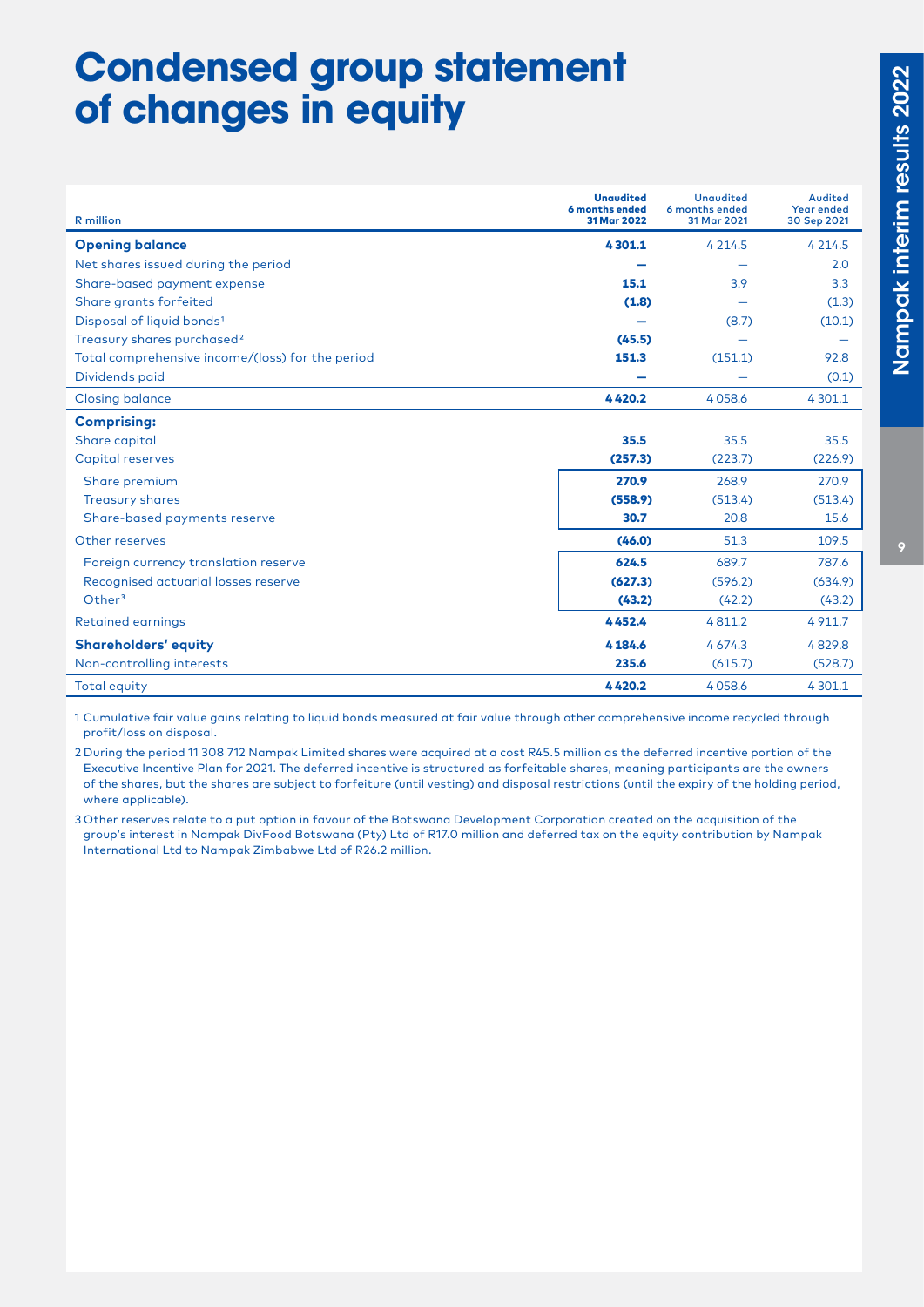# Condensed group statement of changes in equity

| R million | Unaudited 6 months ended 31 Mar 2022 | Unaudited 6 months ended 31 Mar 2021 | Audited Year ended 30 Sep 2021 |
|---|---|---|---|
| **Opening balance** | **4 301.1** | 4 214.5 | 4 214.5 |
| Net shares issued during the period | **—** | — | 2.0 |
| Share-based payment expense | **15.1** | 3.9 | 3.3 |
| Share grants forfeited | **(1.8)** | — | (1.3) |
| Disposal of liquid bonds[1] | **—** | (8.7) | (10.1) |
| Treasury shares purchased[2] | **(45.5)** | — | — |
| Total comprehensive income/(loss) for the period | **151.3** | (151.1) | 92.8 |
| Dividends paid | **—** | — | (0.1) |
| Closing balance | **4 420.2** | 4 058.6 | 4 301.1 |
| **Comprising:** | | | |
| Share capital | **35.5** | 35.5 | 35.5 |
| Capital reserves | **(257.3)** | (223.7) | (226.9) |
| Share premium | **270.9** | 268.9 | 270.9 |
| Treasury shares | **(558.9)** | (513.4) | (513.4) |
| Share-based payments reserve | **30.7** | 20.8 | 15.6 |
| Other reserves | **(46.0)** | 51.3 | 109.5 |
| Foreign currency translation reserve | **624.5** | 689.7 | 787.6 |
| Recognised actuarial losses reserve | **(627.3)** | (596.2) | (634.9) |
| Other[3] | **(43.2)** | (42.2) | (43.2) |
| Retained earnings | **4 452.4** | 4 811.2 | 4 911.7 |
| **Shareholders' equity** | **4 184.6** | 4 674.3 | 4 829.8 |
| Non-controlling interests | **235.6** | (615.7) | (528.7) |
| Total equity | **4 420.2** | 4 058.6 | 4 301.1 |

1 Cumulative fair value gains relating to liquid bonds measured at fair value through other comprehensive income recycled through profit/loss on disposal.

2 During the period 11 308 712 Nampak Limited shares were acquired at a cost R45.5 million as the deferred incentive portion of the Executive Incentive Plan for 2021. The deferred incentive is structured as forfeitable shares, meaning participants are the owners of the shares, but the shares are subject to forfeiture (until vesting) and disposal restrictions (until the expiry of the holding period, where applicable).

3 Other reserves relate to a put option in favour of the Botswana Development Corporation created on the acquisition of the group's interest in Nampak DivFood Botswana (Pty) Ltd of R17.0 million and deferred tax on the equity contribution by Nampak International Ltd to Nampak Zimbabwe Ltd of R26.2 million.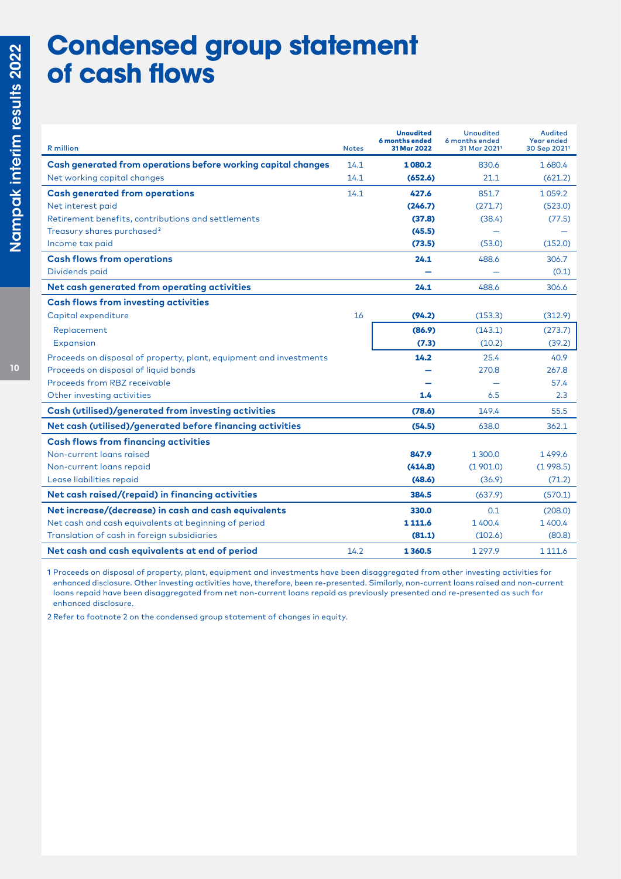# Condensed group statement of cash flows

| R million | Notes | Unaudited 6 months ended 31 Mar 2022 | Unaudited 6 months ended 31 Mar 2021[1] | Audited Year ended 30 Sep 2021[1] |
|---|---|---|---|---|
| **Cash generated from operations before working capital changes** | 14.1 | **1 080.2** | 830.6 | 1 680.4 |
| Net working capital changes | 14.1 | **(652.6)** | 21.1 | (621.2) |
| **Cash generated from operations** | 14.1 | **427.6** | 851.7 | 1 059.2 |
| Net interest paid | | **(246.7)** | (271.7) | (523.0) |
| Retirement benefits, contributions and settlements | | **(37.8)** | (38.4) | (77.5) |
| Treasury shares purchased[2] | | **(45.5)** | – | – |
| Income tax paid | | **(73.5)** | (53.0) | (152.0) |
| **Cash flows from operations** | | **24.1** | 488.6 | 306.7 |
| Dividends paid | | **–** | – | (0.1) |
| **Net cash generated from operating activities** | | **24.1** | 488.6 | 306.6 |
| **Cash flows from investing activities** | | | | |
| Capital expenditure | 16 | **(94.2)** | (153.3) | (312.9) |
| Replacement | | **(86.9)** | (143.1) | (273.7) |
| Expansion | | **(7.3)** | (10.2) | (39.2) |
| Proceeds on disposal of property, plant, equipment and investments | | **14.2** | 25.4 | 40.9 |
| Proceeds on disposal of liquid bonds | | **–** | 270.8 | 267.8 |
| Proceeds from RBZ receivable | | **–** | – | 57.4 |
| Other investing activities | | **1.4** | 6.5 | 2.3 |
| **Cash (utilised)/generated from investing activities** | | **(78.6)** | 149.4 | 55.5 |
| **Net cash (utilised)/generated before financing activities** | | **(54.5)** | 638.0 | 362.1 |
| **Cash flows from financing activities** | | | | |
| Non-current loans raised | | **847.9** | 1 300.0 | 1 499.6 |
| Non-current loans repaid | | **(414.8)** | (1 901.0) | (1 998.5) |
| Lease liabilities repaid | | **(48.6)** | (36.9) | (71.2) |
| **Net cash raised/(repaid) in financing activities** | | **384.5** | (637.9) | (570.1) |
| **Net increase/(decrease) in cash and cash equivalents** | | **330.0** | 0.1 | (208.0) |
| Net cash and cash equivalents at beginning of period | | **1 111.6** | 1 400.4 | 1 400.4 |
| Translation of cash in foreign subsidiaries | | **(81.1)** | (102.6) | (80.8) |
| **Net cash and cash equivalents at end of period** | 14.2 | **1 360.5** | 1 297.9 | 1 111.6 |

1 Proceeds on disposal of property, plant, equipment and investments have been disaggregated from other investing activities for enhanced disclosure. Other investing activities have, therefore, been re-presented. Similarly, non-current loans raised and non-current loans repaid have been disaggregated from net non-current loans repaid as previously presented and re-presented as such for enhanced disclosure.

2 Refer to footnote 2 on the condensed group statement of changes in equity.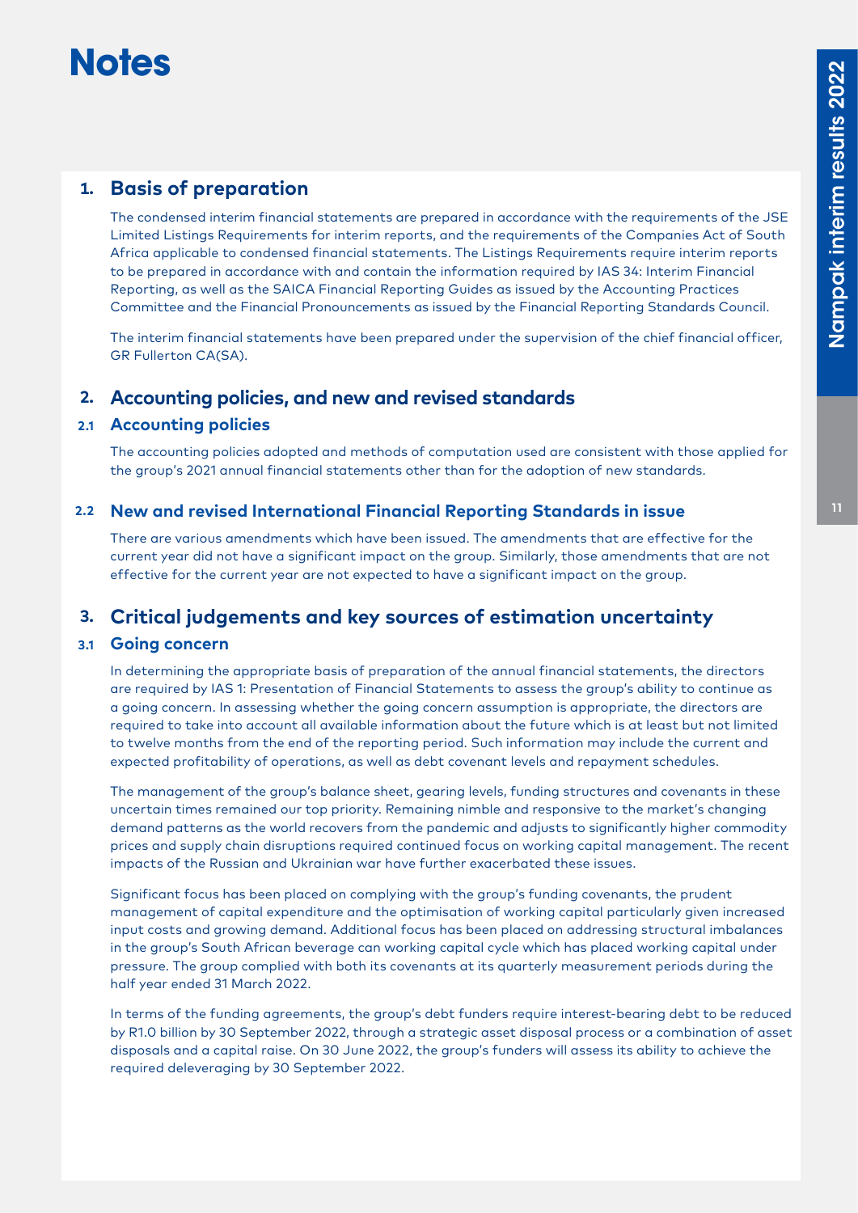# Notes

## 1. Basis of preparation

The condensed interim financial statements are prepared in accordance with the requirements of the JSE Limited Listings Requirements for interim reports, and the requirements of the Companies Act of South Africa applicable to condensed financial statements. The Listings Requirements require interim reports to be prepared in accordance with and contain the information required by IAS 34: Interim Financial Reporting, as well as the SAICA Financial Reporting Guides as issued by the Accounting Practices Committee and the Financial Pronouncements as issued by the Financial Reporting Standards Council.

The interim financial statements have been prepared under the supervision of the chief financial officer, GR Fullerton CA(SA).

## 2. Accounting policies, and new and revised standards

### 2.1 Accounting policies

The accounting policies adopted and methods of computation used are consistent with those applied for the group's 2021 annual financial statements other than for the adoption of new standards.

### 2.2 New and revised International Financial Reporting Standards in issue

There are various amendments which have been issued. The amendments that are effective for the current year did not have a significant impact on the group. Similarly, those amendments that are not effective for the current year are not expected to have a significant impact on the group.

## 3. Critical judgements and key sources of estimation uncertainty

### 3.1 Going concern

In determining the appropriate basis of preparation of the annual financial statements, the directors are required by IAS 1: Presentation of Financial Statements to assess the group's ability to continue as a going concern. In assessing whether the going concern assumption is appropriate, the directors are required to take into account all available information about the future which is at least but not limited to twelve months from the end of the reporting period. Such information may include the current and expected profitability of operations, as well as debt covenant levels and repayment schedules.

The management of the group's balance sheet, gearing levels, funding structures and covenants in these uncertain times remained our top priority. Remaining nimble and responsive to the market's changing demand patterns as the world recovers from the pandemic and adjusts to significantly higher commodity prices and supply chain disruptions required continued focus on working capital management. The recent impacts of the Russian and Ukrainian war have further exacerbated these issues.

Significant focus has been placed on complying with the group's funding covenants, the prudent management of capital expenditure and the optimisation of working capital particularly given increased input costs and growing demand. Additional focus has been placed on addressing structural imbalances in the group's South African beverage can working capital cycle which has placed working capital under pressure. The group complied with both its covenants at its quarterly measurement periods during the half year ended 31 March 2022.

In terms of the funding agreements, the group's debt funders require interest-bearing debt to be reduced by R1.0 billion by 30 September 2022, through a strategic asset disposal process or a combination of asset disposals and a capital raise. On 30 June 2022, the group's funders will assess its ability to achieve the required deleveraging by 30 September 2022.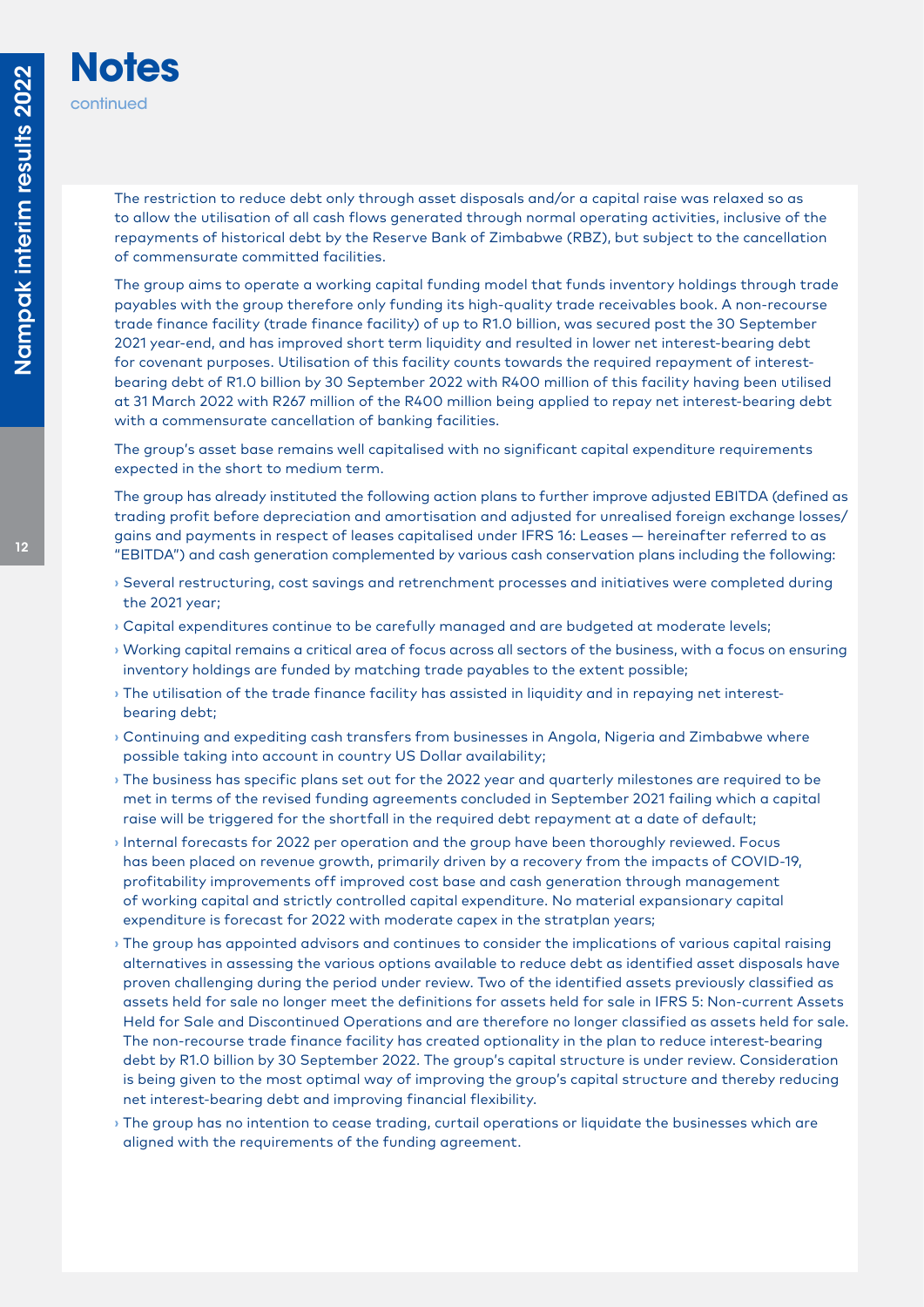# Notes

continued

The restriction to reduce debt only through asset disposals and/or a capital raise was relaxed so as to allow the utilisation of all cash flows generated through normal operating activities, inclusive of the repayments of historical debt by the Reserve Bank of Zimbabwe (RBZ), but subject to the cancellation of commensurate committed facilities.

The group aims to operate a working capital funding model that funds inventory holdings through trade payables with the group therefore only funding its high-quality trade receivables book. A non-recourse trade finance facility (trade finance facility) of up to R1.0 billion, was secured post the 30 September 2021 year-end, and has improved short term liquidity and resulted in lower net interest-bearing debt for covenant purposes. Utilisation of this facility counts towards the required repayment of interest-bearing debt of R1.0 billion by 30 September 2022 with R400 million of this facility having been utilised at 31 March 2022 with R267 million of the R400 million being applied to repay net interest-bearing debt with a commensurate cancellation of banking facilities.

The group's asset base remains well capitalised with no significant capital expenditure requirements expected in the short to medium term.

The group has already instituted the following action plans to further improve adjusted EBITDA (defined as trading profit before depreciation and amortisation and adjusted for unrealised foreign exchange losses/gains and payments in respect of leases capitalised under IFRS 16: Leases — hereinafter referred to as "EBITDA") and cash generation complemented by various cash conservation plans including the following:

- Several restructuring, cost savings and retrenchment processes and initiatives were completed during the 2021 year;
- Capital expenditures continue to be carefully managed and are budgeted at moderate levels;
- Working capital remains a critical area of focus across all sectors of the business, with a focus on ensuring inventory holdings are funded by matching trade payables to the extent possible;
- The utilisation of the trade finance facility has assisted in liquidity and in repaying net interest-bearing debt;
- Continuing and expediting cash transfers from businesses in Angola, Nigeria and Zimbabwe where possible taking into account in country US Dollar availability;
- The business has specific plans set out for the 2022 year and quarterly milestones are required to be met in terms of the revised funding agreements concluded in September 2021 failing which a capital raise will be triggered for the shortfall in the required debt repayment at a date of default;
- Internal forecasts for 2022 per operation and the group have been thoroughly reviewed. Focus has been placed on revenue growth, primarily driven by a recovery from the impacts of COVID-19, profitability improvements off improved cost base and cash generation through management of working capital and strictly controlled capital expenditure. No material expansionary capital expenditure is forecast for 2022 with moderate capex in the stratplan years;
- The group has appointed advisors and continues to consider the implications of various capital raising alternatives in assessing the various options available to reduce debt as identified asset disposals have proven challenging during the period under review. Two of the identified assets previously classified as assets held for sale no longer meet the definitions for assets held for sale in IFRS 5: Non-current Assets Held for Sale and Discontinued Operations and are therefore no longer classified as assets held for sale. The non-recourse trade finance facility has created optionality in the plan to reduce interest-bearing debt by R1.0 billion by 30 September 2022. The group's capital structure is under review. Consideration is being given to the most optimal way of improving the group's capital structure and thereby reducing net interest-bearing debt and improving financial flexibility.
- The group has no intention to cease trading, curtail operations or liquidate the businesses which are aligned with the requirements of the funding agreement.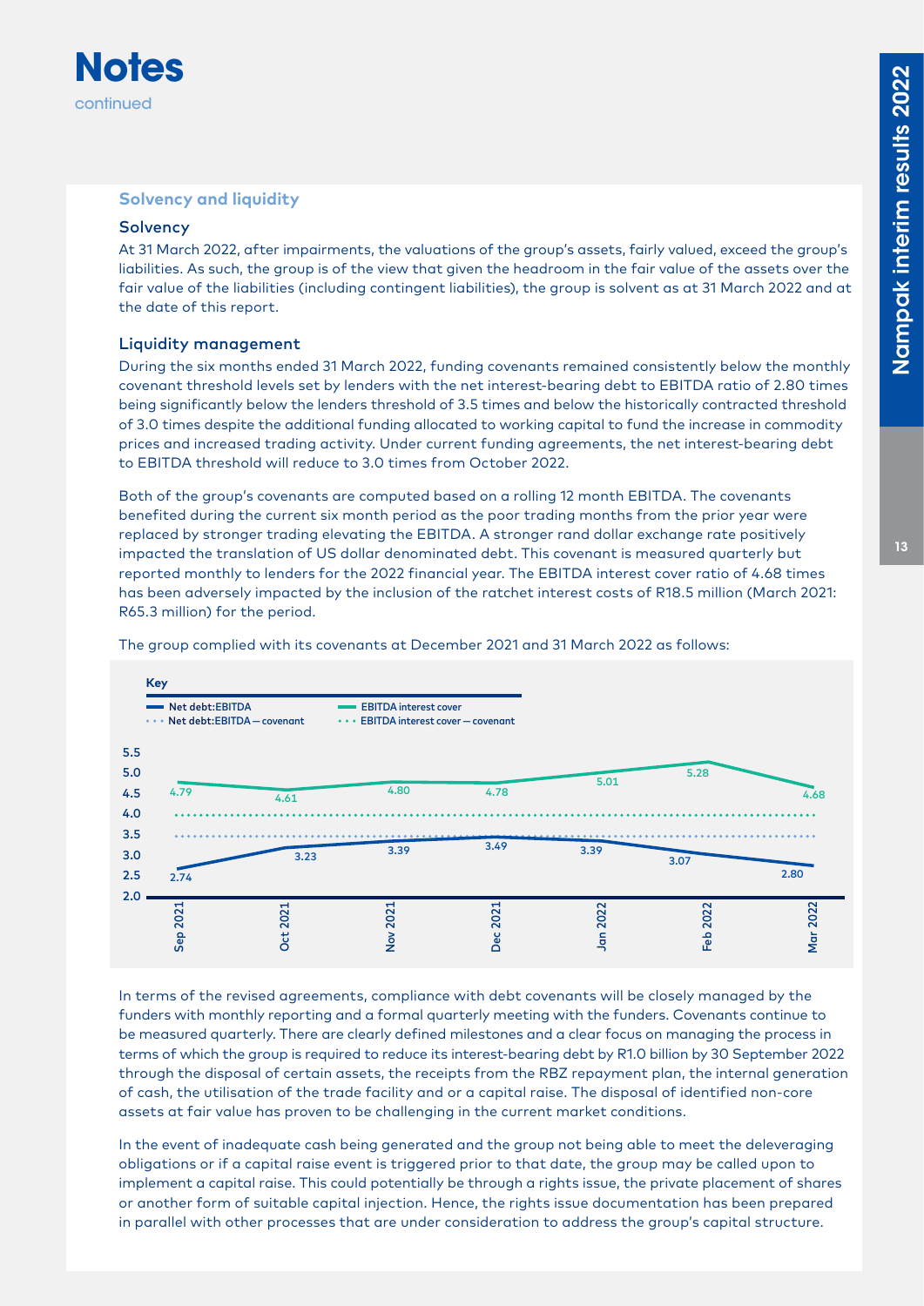# Notes

continued

## Solvency and liquidity

### Solvency

At 31 March 2022, after impairments, the valuations of the group's assets, fairly valued, exceed the group's liabilities. As such, the group is of the view that given the headroom in the fair value of the assets over the fair value of the liabilities (including contingent liabilities), the group is solvent as at 31 March 2022 and at the date of this report.

### Liquidity management

During the six months ended 31 March 2022, funding covenants remained consistently below the monthly covenant threshold levels set by lenders with the net interest-bearing debt to EBITDA ratio of 2.80 times being significantly below the lenders threshold of 3.5 times and below the historically contracted threshold of 3.0 times despite the additional funding allocated to working capital to fund the increase in commodity prices and increased trading activity. Under current funding agreements, the net interest-bearing debt to EBITDA threshold will reduce to 3.0 times from October 2022.

Both of the group's covenants are computed based on a rolling 12 month EBITDA. The covenants benefited during the current six month period as the poor trading months from the prior year were replaced by stronger trading elevating the EBITDA. A stronger rand dollar exchange rate positively impacted the translation of US dollar denominated debt. This covenant is measured quarterly but reported monthly to lenders for the 2022 financial year. The EBITDA interest cover ratio of 4.68 times has been adversely impacted by the inclusion of the ratchet interest costs of R18.5 million (March 2021: R65.3 million) for the period.

The group complied with its covenants at December 2021 and 31 March 2022 as follows:

| | Sep 2021 | Oct 2021 | Nov 2021 | Dec 2021 | Jan 2022 | Feb 2022 | Mar 2022 |
|---|---|---|---|---|---|---|---|
| Net debt:EBITDA | 2.74 | 3.23 | 3.39 | 3.49 | 3.39 | 3.07 | 2.80 |
| Net debt:EBITDA — covenant | 3.5 | 3.5 | 3.5 | 3.5 | 3.5 | 3.5 | 3.5 |
| EBITDA interest cover | 4.79 | 4.61 | 4.80 | 4.78 | 5.01 | 5.28 | 4.68 |
| EBITDA interest cover — covenant | 4.0 | 4.0 | 4.0 | 4.0 | 4.0 | 4.0 | 4.0 |

In terms of the revised agreements, compliance with debt covenants will be closely managed by the funders with monthly reporting and a formal quarterly meeting with the funders. Covenants continue to be measured quarterly. There are clearly defined milestones and a clear focus on managing the process in terms of which the group is required to reduce its interest-bearing debt by R1.0 billion by 30 September 2022 through the disposal of certain assets, the receipts from the RBZ repayment plan, the internal generation of cash, the utilisation of the trade facility and or a capital raise. The disposal of identified non-core assets at fair value has proven to be challenging in the current market conditions.

In the event of inadequate cash being generated and the group not being able to meet the deleveraging obligations or if a capital raise event is triggered prior to that date, the group may be called upon to implement a capital raise. This could potentially be through a rights issue, the private placement of shares or another form of suitable capital injection. Hence, the rights issue documentation has been prepared in parallel with other processes that are under consideration to address the group's capital structure.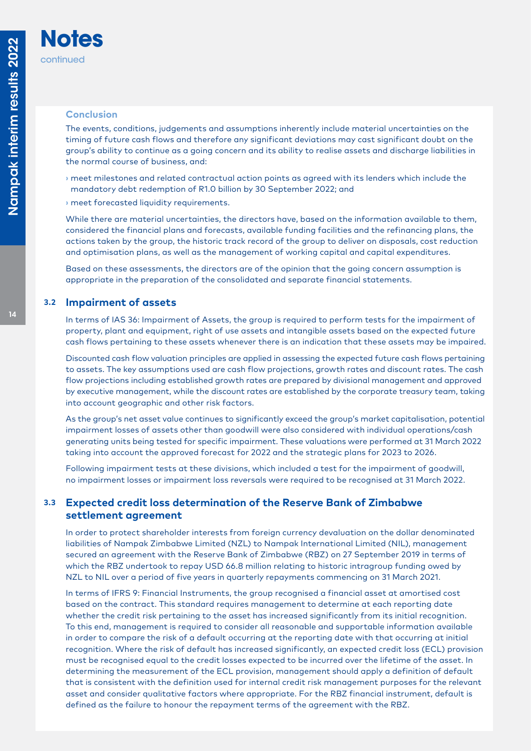# Notes

continued

**Conclusion**

The events, conditions, judgements and assumptions inherently include material uncertainties on the timing of future cash flows and therefore any significant deviations may cast significant doubt on the group's ability to continue as a going concern and its ability to realise assets and discharge liabilities in the normal course of business, and:

- meet milestones and related contractual action points as agreed with its lenders which include the mandatory debt redemption of R1.0 billion by 30 September 2022; and
- meet forecasted liquidity requirements.

While there are material uncertainties, the directors have, based on the information available to them, considered the financial plans and forecasts, available funding facilities and the refinancing plans, the actions taken by the group, the historic track record of the group to deliver on disposals, cost reduction and optimisation plans, as well as the management of working capital and capital expenditures.

Based on these assessments, the directors are of the opinion that the going concern assumption is appropriate in the preparation of the consolidated and separate financial statements.

## 3.2 Impairment of assets

In terms of IAS 36: Impairment of Assets, the group is required to perform tests for the impairment of property, plant and equipment, right of use assets and intangible assets based on the expected future cash flows pertaining to these assets whenever there is an indication that these assets may be impaired.

Discounted cash flow valuation principles are applied in assessing the expected future cash flows pertaining to assets. The key assumptions used are cash flow projections, growth rates and discount rates. The cash flow projections including established growth rates are prepared by divisional management and approved by executive management, while the discount rates are established by the corporate treasury team, taking into account geographic and other risk factors.

As the group's net asset value continues to significantly exceed the group's market capitalisation, potential impairment losses of assets other than goodwill were also considered with individual operations/cash generating units being tested for specific impairment. These valuations were performed at 31 March 2022 taking into account the approved forecast for 2022 and the strategic plans for 2023 to 2026.

Following impairment tests at these divisions, which included a test for the impairment of goodwill, no impairment losses or impairment loss reversals were required to be recognised at 31 March 2022.

## 3.3 Expected credit loss determination of the Reserve Bank of Zimbabwe settlement agreement

In order to protect shareholder interests from foreign currency devaluation on the dollar denominated liabilities of Nampak Zimbabwe Limited (NZL) to Nampak International Limited (NIL), management secured an agreement with the Reserve Bank of Zimbabwe (RBZ) on 27 September 2019 in terms of which the RBZ undertook to repay USD 66.8 million relating to historic intragroup funding owed by NZL to NIL over a period of five years in quarterly repayments commencing on 31 March 2021.

In terms of IFRS 9: Financial Instruments, the group recognised a financial asset at amortised cost based on the contract. This standard requires management to determine at each reporting date whether the credit risk pertaining to the asset has increased significantly from its initial recognition. To this end, management is required to consider all reasonable and supportable information available in order to compare the risk of a default occurring at the reporting date with that occurring at initial recognition. Where the risk of default has increased significantly, an expected credit loss (ECL) provision must be recognised equal to the credit losses expected to be incurred over the lifetime of the asset. In determining the measurement of the ECL provision, management should apply a definition of default that is consistent with the definition used for internal credit risk management purposes for the relevant asset and consider qualitative factors where appropriate. For the RBZ financial instrument, default is defined as the failure to honour the repayment terms of the agreement with the RBZ.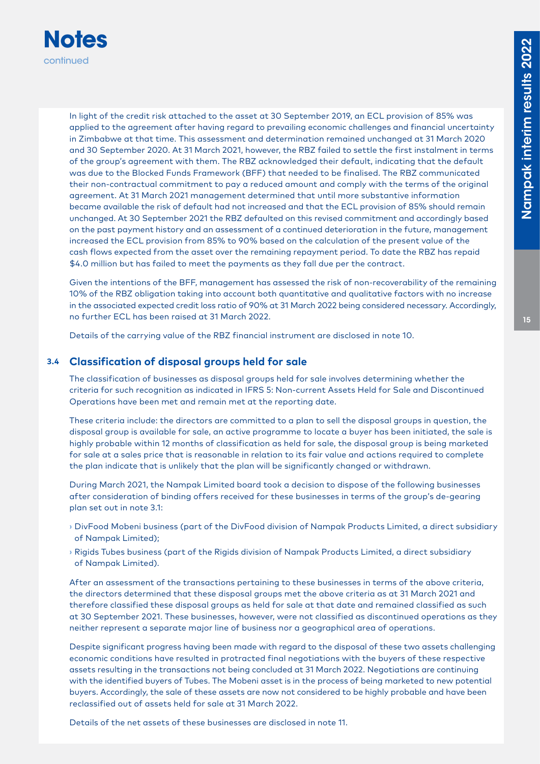# Notes

continued

In light of the credit risk attached to the asset at 30 September 2019, an ECL provision of 85% was applied to the agreement after having regard to prevailing economic challenges and financial uncertainty in Zimbabwe at that time. This assessment and determination remained unchanged at 31 March 2020 and 30 September 2020. At 31 March 2021, however, the RBZ failed to settle the first instalment in terms of the group's agreement with them. The RBZ acknowledged their default, indicating that the default was due to the Blocked Funds Framework (BFF) that needed to be finalised. The RBZ communicated their non-contractual commitment to pay a reduced amount and comply with the terms of the original agreement. At 31 March 2021 management determined that until more substantive information became available the risk of default had not increased and that the ECL provision of 85% should remain unchanged. At 30 September 2021 the RBZ defaulted on this revised commitment and accordingly based on the past payment history and an assessment of a continued deterioration in the future, management increased the ECL provision from 85% to 90% based on the calculation of the present value of the cash flows expected from the asset over the remaining repayment period. To date the RBZ has repaid $4.0 million but has failed to meet the payments as they fall due per the contract.

Given the intentions of the BFF, management has assessed the risk of non-recoverability of the remaining 10% of the RBZ obligation taking into account both quantitative and qualitative factors with no increase in the associated expected credit loss ratio of 90% at 31 March 2022 being considered necessary. Accordingly, no further ECL has been raised at 31 March 2022.

Details of the carrying value of the RBZ financial instrument are disclosed in note 10.

## 3.4 Classification of disposal groups held for sale

The classification of businesses as disposal groups held for sale involves determining whether the criteria for such recognition as indicated in IFRS 5: Non-current Assets Held for Sale and Discontinued Operations have been met and remain met at the reporting date.

These criteria include: the directors are committed to a plan to sell the disposal groups in question, the disposal group is available for sale, an active programme to locate a buyer has been initiated, the sale is highly probable within 12 months of classification as held for sale, the disposal group is being marketed for sale at a sales price that is reasonable in relation to its fair value and actions required to complete the plan indicate that is unlikely that the plan will be significantly changed or withdrawn.

During March 2021, the Nampak Limited board took a decision to dispose of the following businesses after consideration of binding offers received for these businesses in terms of the group's de-gearing plan set out in note 3.1:

- DivFood Mobeni business (part of the DivFood division of Nampak Products Limited, a direct subsidiary of Nampak Limited);
- Rigids Tubes business (part of the Rigids division of Nampak Products Limited, a direct subsidiary of Nampak Limited).

After an assessment of the transactions pertaining to these businesses in terms of the above criteria, the directors determined that these disposal groups met the above criteria as at 31 March 2021 and therefore classified these disposal groups as held for sale at that date and remained classified as such at 30 September 2021. These businesses, however, were not classified as discontinued operations as they neither represent a separate major line of business nor a geographical area of operations.

Despite significant progress having been made with regard to the disposal of these two assets challenging economic conditions have resulted in protracted final negotiations with the buyers of these respective assets resulting in the transactions not being concluded at 31 March 2022. Negotiations are continuing with the identified buyers of Tubes. The Mobeni asset is in the process of being marketed to new potential buyers. Accordingly, the sale of these assets are now not considered to be highly probable and have been reclassified out of assets held for sale at 31 March 2022.

Details of the net assets of these businesses are disclosed in note 11.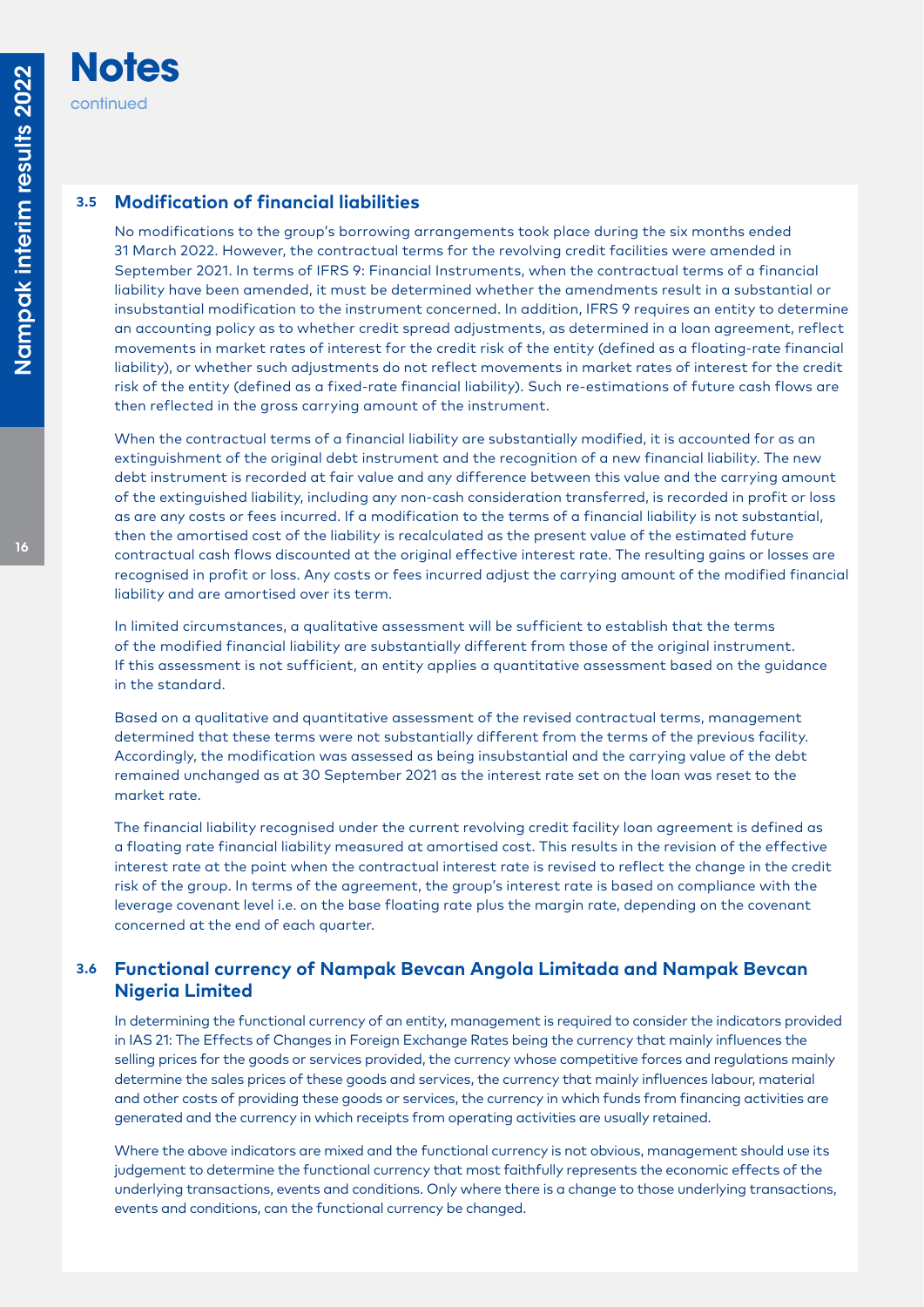# Notes

continued

### 3.5 Modification of financial liabilities

No modifications to the group's borrowing arrangements took place during the six months ended 31 March 2022. However, the contractual terms for the revolving credit facilities were amended in September 2021. In terms of IFRS 9: Financial Instruments, when the contractual terms of a financial liability have been amended, it must be determined whether the amendments result in a substantial or insubstantial modification to the instrument concerned. In addition, IFRS 9 requires an entity to determine an accounting policy as to whether credit spread adjustments, as determined in a loan agreement, reflect movements in market rates of interest for the credit risk of the entity (defined as a floating-rate financial liability), or whether such adjustments do not reflect movements in market rates of interest for the credit risk of the entity (defined as a fixed-rate financial liability). Such re-estimations of future cash flows are then reflected in the gross carrying amount of the instrument.

When the contractual terms of a financial liability are substantially modified, it is accounted for as an extinguishment of the original debt instrument and the recognition of a new financial liability. The new debt instrument is recorded at fair value and any difference between this value and the carrying amount of the extinguished liability, including any non-cash consideration transferred, is recorded in profit or loss as are any costs or fees incurred. If a modification to the terms of a financial liability is not substantial, then the amortised cost of the liability is recalculated as the present value of the estimated future contractual cash flows discounted at the original effective interest rate. The resulting gains or losses are recognised in profit or loss. Any costs or fees incurred adjust the carrying amount of the modified financial liability and are amortised over its term.

In limited circumstances, a qualitative assessment will be sufficient to establish that the terms of the modified financial liability are substantially different from those of the original instrument. If this assessment is not sufficient, an entity applies a quantitative assessment based on the guidance in the standard.

Based on a qualitative and quantitative assessment of the revised contractual terms, management determined that these terms were not substantially different from the terms of the previous facility. Accordingly, the modification was assessed as being insubstantial and the carrying value of the debt remained unchanged as at 30 September 2021 as the interest rate set on the loan was reset to the market rate.

The financial liability recognised under the current revolving credit facility loan agreement is defined as a floating rate financial liability measured at amortised cost. This results in the revision of the effective interest rate at the point when the contractual interest rate is revised to reflect the change in the credit risk of the group. In terms of the agreement, the group's interest rate is based on compliance with the leverage covenant level i.e. on the base floating rate plus the margin rate, depending on the covenant concerned at the end of each quarter.

### 3.6 Functional currency of Nampak Bevcan Angola Limitada and Nampak Bevcan Nigeria Limited

In determining the functional currency of an entity, management is required to consider the indicators provided in IAS 21: The Effects of Changes in Foreign Exchange Rates being the currency that mainly influences the selling prices for the goods or services provided, the currency whose competitive forces and regulations mainly determine the sales prices of these goods and services, the currency that mainly influences labour, material and other costs of providing these goods or services, the currency in which funds from financing activities are generated and the currency in which receipts from operating activities are usually retained.

Where the above indicators are mixed and the functional currency is not obvious, management should use its judgement to determine the functional currency that most faithfully represents the economic effects of the underlying transactions, events and conditions. Only where there is a change to those underlying transactions, events and conditions, can the functional currency be changed.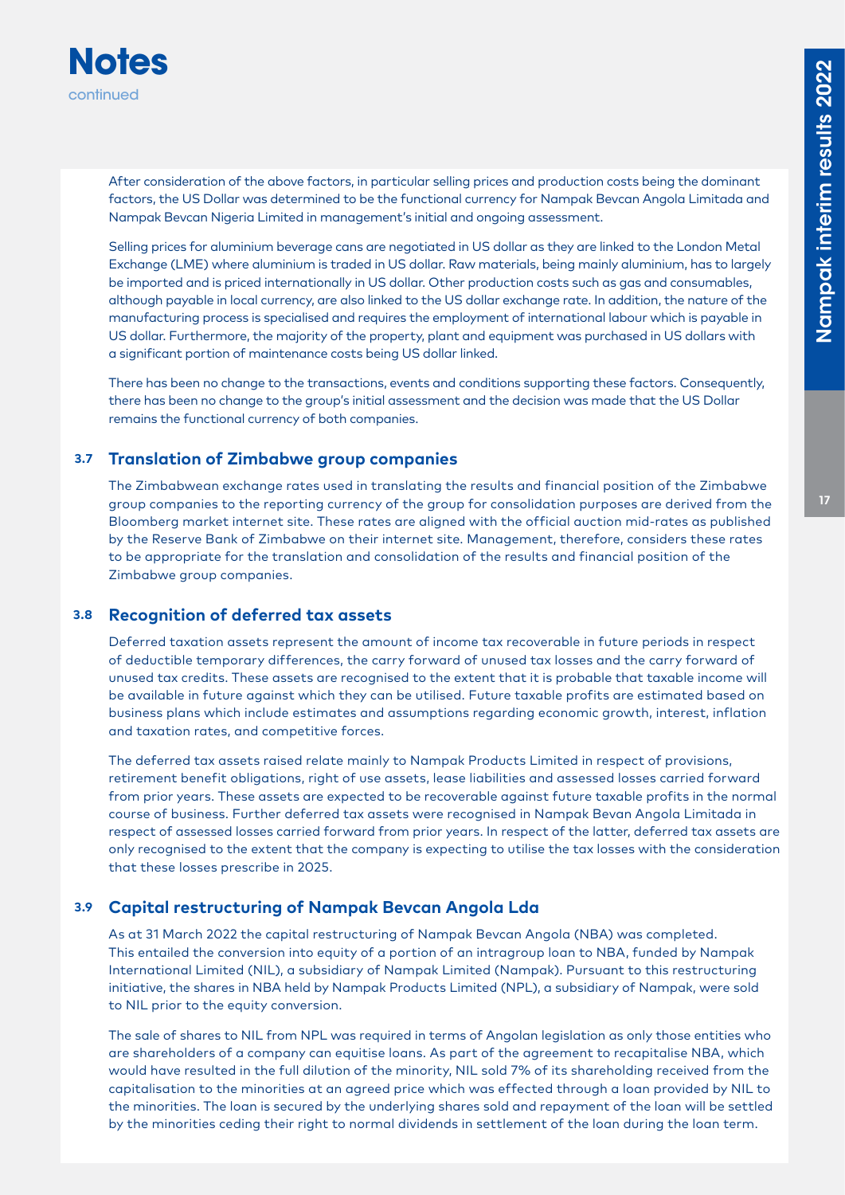After consideration of the above factors, in particular selling prices and production costs being the dominant factors, the US Dollar was determined to be the functional currency for Nampak Bevcan Angola Limitada and Nampak Bevcan Nigeria Limited in management's initial and ongoing assessment.

Selling prices for aluminium beverage cans are negotiated in US dollar as they are linked to the London Metal Exchange (LME) where aluminium is traded in US dollar. Raw materials, being mainly aluminium, has to largely be imported and is priced internationally in US dollar. Other production costs such as gas and consumables, although payable in local currency, are also linked to the US dollar exchange rate. In addition, the nature of the manufacturing process is specialised and requires the employment of international labour which is payable in US dollar. Furthermore, the majority of the property, plant and equipment was purchased in US dollars with a significant portion of maintenance costs being US dollar linked.

There has been no change to the transactions, events and conditions supporting these factors. Consequently, there has been no change to the group's initial assessment and the decision was made that the US Dollar remains the functional currency of both companies.

### 3.7 Translation of Zimbabwe group companies

The Zimbabwean exchange rates used in translating the results and financial position of the Zimbabwe group companies to the reporting currency of the group for consolidation purposes are derived from the Bloomberg market internet site. These rates are aligned with the official auction mid-rates as published by the Reserve Bank of Zimbabwe on their internet site. Management, therefore, considers these rates to be appropriate for the translation and consolidation of the results and financial position of the Zimbabwe group companies.

### 3.8 Recognition of deferred tax assets

Deferred taxation assets represent the amount of income tax recoverable in future periods in respect of deductible temporary differences, the carry forward of unused tax losses and the carry forward of unused tax credits. These assets are recognised to the extent that it is probable that taxable income will be available in future against which they can be utilised. Future taxable profits are estimated based on business plans which include estimates and assumptions regarding economic growth, interest, inflation and taxation rates, and competitive forces.

The deferred tax assets raised relate mainly to Nampak Products Limited in respect of provisions, retirement benefit obligations, right of use assets, lease liabilities and assessed losses carried forward from prior years. These assets are expected to be recoverable against future taxable profits in the normal course of business. Further deferred tax assets were recognised in Nampak Bevan Angola Limitada in respect of assessed losses carried forward from prior years. In respect of the latter, deferred tax assets are only recognised to the extent that the company is expecting to utilise the tax losses with the consideration that these losses prescribe in 2025.

### 3.9 Capital restructuring of Nampak Bevcan Angola Lda

As at 31 March 2022 the capital restructuring of Nampak Bevcan Angola (NBA) was completed. This entailed the conversion into equity of a portion of an intragroup loan to NBA, funded by Nampak International Limited (NIL), a subsidiary of Nampak Limited (Nampak). Pursuant to this restructuring initiative, the shares in NBA held by Nampak Products Limited (NPL), a subsidiary of Nampak, were sold to NIL prior to the equity conversion.

The sale of shares to NIL from NPL was required in terms of Angolan legislation as only those entities who are shareholders of a company can equitise loans. As part of the agreement to recapitalise NBA, which would have resulted in the full dilution of the minority, NIL sold 7% of its shareholding received from the capitalisation to the minorities at an agreed price which was effected through a loan provided by NIL to the minorities. The loan is secured by the underlying shares sold and repayment of the loan will be settled by the minorities ceding their right to normal dividends in settlement of the loan during the loan term.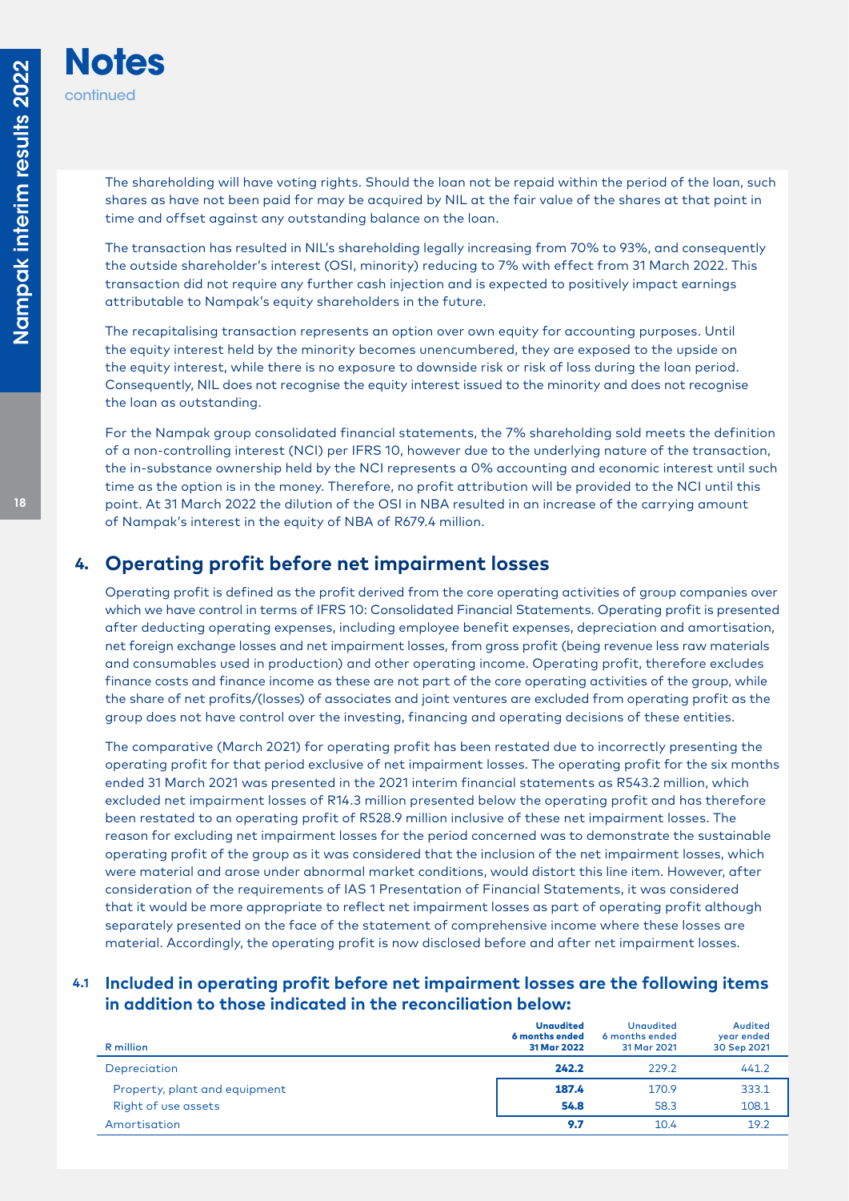# Notes

continued

The shareholding will have voting rights. Should the loan not be repaid within the period of the loan, such shares as have not been paid for may be acquired by NIL at the fair value of the shares at that point in time and offset against any outstanding balance on the loan.

The transaction has resulted in NIL's shareholding legally increasing from 70% to 93%, and consequently the outside shareholder's interest (OSI, minority) reducing to 7% with effect from 31 March 2022. This transaction did not require any further cash injection and is expected to positively impact earnings attributable to Nampak's equity shareholders in the future.

The recapitalising transaction represents an option over own equity for accounting purposes. Until the equity interest held by the minority becomes unencumbered, they are exposed to the upside on the equity interest, while there is no exposure to downside risk or risk of loss during the loan period. Consequently, NIL does not recognise the equity interest issued to the minority and does not recognise the loan as outstanding.

For the Nampak group consolidated financial statements, the 7% shareholding sold meets the definition of a non-controlling interest (NCI) per IFRS 10, however due to the underlying nature of the transaction, the in-substance ownership held by the NCI represents a 0% accounting and economic interest until such time as the option is in the money. Therefore, no profit attribution will be provided to the NCI until this point. At 31 March 2022 the dilution of the OSI in NBA resulted in an increase of the carrying amount of Nampak's interest in the equity of NBA of R679.4 million.

## 4. Operating profit before net impairment losses

Operating profit is defined as the profit derived from the core operating activities of group companies over which we have control in terms of IFRS 10: Consolidated Financial Statements. Operating profit is presented after deducting operating expenses, including employee benefit expenses, depreciation and amortisation, net foreign exchange losses and net impairment losses, from gross profit (being revenue less raw materials and consumables used in production) and other operating income. Operating profit, therefore excludes finance costs and finance income as these are not part of the core operating activities of the group, while the share of net profits/(losses) of associates and joint ventures are excluded from operating profit as the group does not have control over the investing, financing and operating decisions of these entities.

The comparative (March 2021) for operating profit has been restated due to incorrectly presenting the operating profit for that period exclusive of net impairment losses. The operating profit for the six months ended 31 March 2021 was presented in the 2021 interim financial statements as R543.2 million, which excluded net impairment losses of R14.3 million presented below the operating profit and has therefore been restated to an operating profit of R528.9 million inclusive of these net impairment losses. The reason for excluding net impairment losses for the period concerned was to demonstrate the sustainable operating profit of the group as it was considered that the inclusion of the net impairment losses, which were material and arose under abnormal market conditions, would distort this line item. However, after consideration of the requirements of IAS 1 Presentation of Financial Statements, it was considered that it would be more appropriate to reflect net impairment losses as part of operating profit although separately presented on the face of the statement of comprehensive income where these losses are material. Accordingly, the operating profit is now disclosed before and after net impairment losses.

### 4.1 Included in operating profit before net impairment losses are the following items in addition to those indicated in the reconciliation below:

| R million | **Unaudited 6 months ended 31 Mar 2022** | Unaudited 6 months ended 31 Mar 2021 | Audited year ended 30 Sep 2021 |
|---|---|---|---|
| Depreciation | **242.2** | 229.2 | 441.2 |
| Property, plant and equipment | **187.4** | 170.9 | 333.1 |
| Right of use assets | **54.8** | 58.3 | 108.1 |
| Amortisation | **9.7** | 10.4 | 19.2 |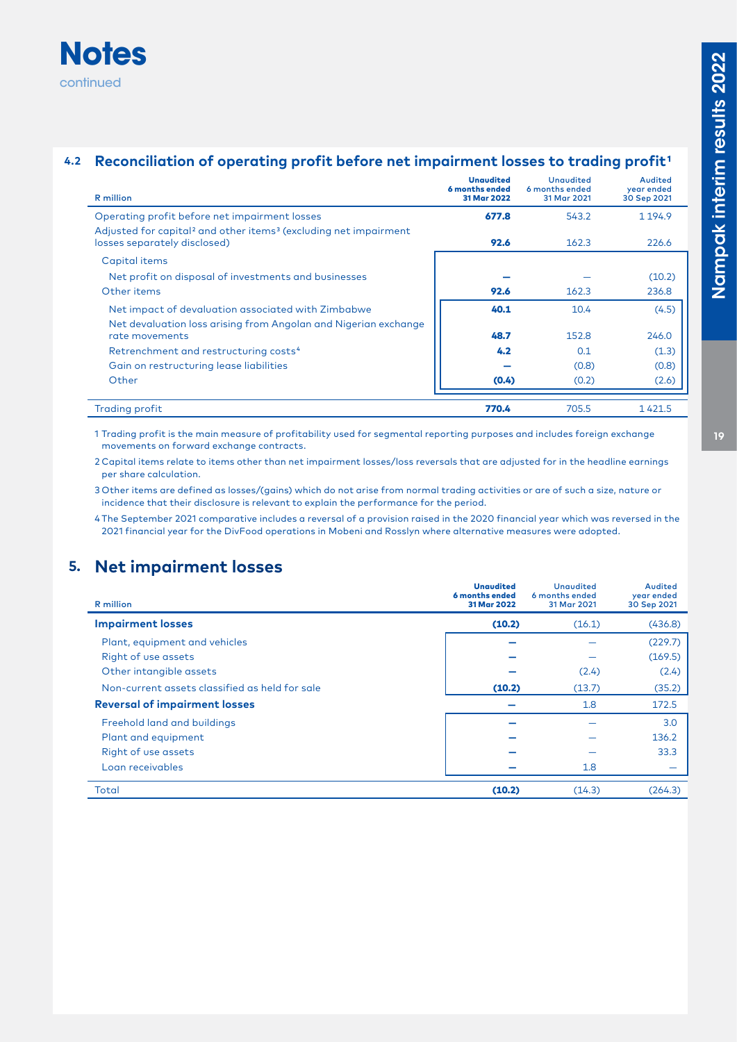# Notes

continued

## 4.2 Reconciliation of operating profit before net impairment losses to trading profit[1]

| R million | Unaudited 6 months ended 31 Mar 2022 | Unaudited 6 months ended 31 Mar 2021 | Audited year ended 30 Sep 2021 |
|---|---|---|---|
| Operating profit before net impairment losses | **677.8** | 543.2 | 1 194.9 |
| Adjusted for capital[2] and other items[3] (excluding net impairment losses separately disclosed) | **92.6** | 162.3 | 226.6 |
| Capital items | | | |
| Net profit on disposal of investments and businesses | **–** | – | (10.2) |
| Other items | **92.6** | 162.3 | 236.8 |
| Net impact of devaluation associated with Zimbabwe | **40.1** | 10.4 | (4.5) |
| Net devaluation loss arising from Angolan and Nigerian exchange rate movements | **48.7** | 152.8 | 246.0 |
| Retrenchment and restructuring costs[4] | **4.2** | 0.1 | (1.3) |
| Gain on restructuring lease liabilities | **–** | (0.8) | (0.8) |
| Other | **(0.4)** | (0.2) | (2.6) |
| Trading profit | **770.4** | 705.5 | 1 421.5 |

1 Trading profit is the main measure of profitability used for segmental reporting purposes and includes foreign exchange movements on forward exchange contracts.

2 Capital items relate to items other than net impairment losses/loss reversals that are adjusted for in the headline earnings per share calculation.

3 Other items are defined as losses/(gains) which do not arise from normal trading activities or are of such a size, nature or incidence that their disclosure is relevant to explain the performance for the period.

4 The September 2021 comparative includes a reversal of a provision raised in the 2020 financial year which was reversed in the 2021 financial year for the DivFood operations in Mobeni and Rosslyn where alternative measures were adopted.

## 5. Net impairment losses

| R million | Unaudited 6 months ended 31 Mar 2022 | Unaudited 6 months ended 31 Mar 2021 | Audited year ended 30 Sep 2021 |
|---|---|---|---|
| **Impairment losses** | **(10.2)** | (16.1) | (436.8) |
| Plant, equipment and vehicles | **–** | – | (229.7) |
| Right of use assets | **–** | – | (169.5) |
| Other intangible assets | **–** | (2.4) | (2.4) |
| Non-current assets classified as held for sale | **(10.2)** | (13.7) | (35.2) |
| **Reversal of impairment losses** | **–** | 1.8 | 172.5 |
| Freehold land and buildings | **–** | – | 3.0 |
| Plant and equipment | **–** | – | 136.2 |
| Right of use assets | **–** | – | 33.3 |
| Loan receivables | **–** | 1.8 | – |
| Total | **(10.2)** | (14.3) | (264.3) |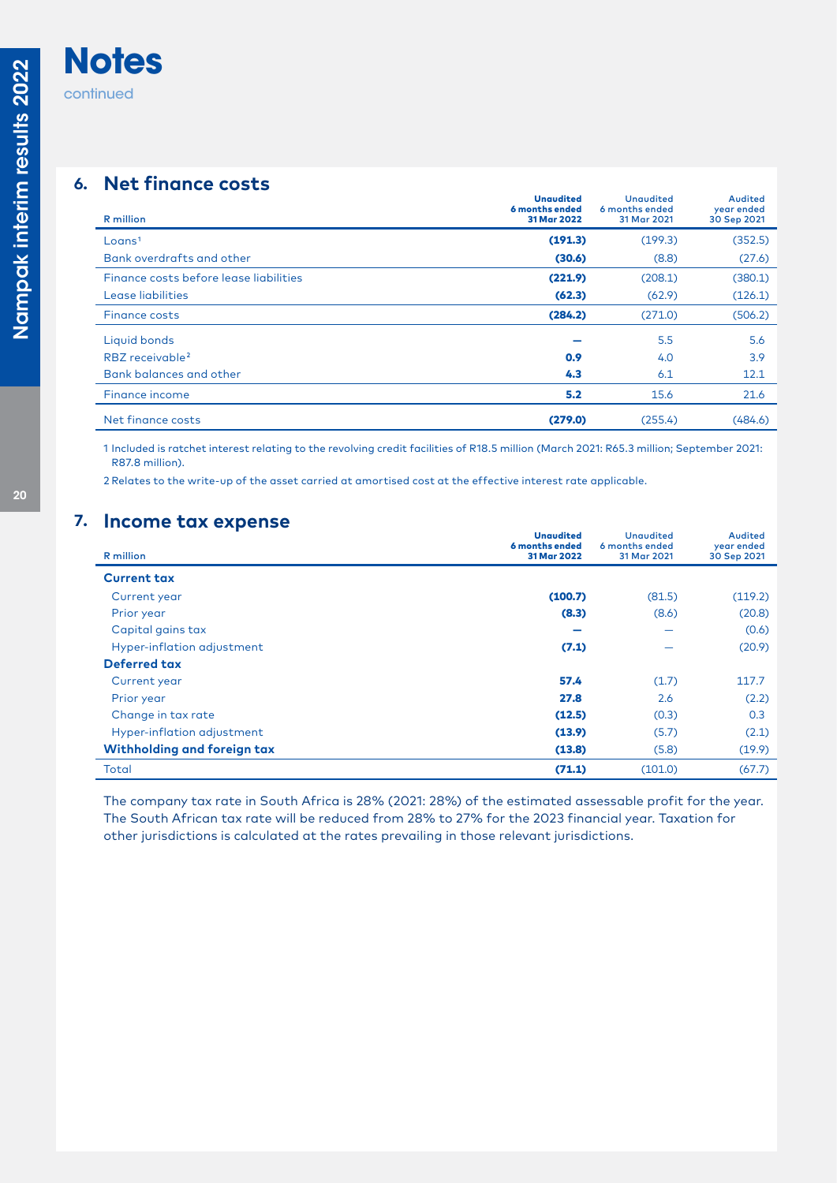# Notes

continued

## 6. Net finance costs

| R million | Unaudited 6 months ended 31 Mar 2022 | Unaudited 6 months ended 31 Mar 2021 | Audited year ended 30 Sep 2021 |
|---|---|---|---|
| Loans[1] | **(191.3)** | (199.3) | (352.5) |
| Bank overdrafts and other | **(30.6)** | (8.8) | (27.6) |
| Finance costs before lease liabilities | **(221.9)** | (208.1) | (380.1) |
| Lease liabilities | **(62.3)** | (62.9) | (126.1) |
| Finance costs | **(284.2)** | (271.0) | (506.2) |
| Liquid bonds | **–** | 5.5 | 5.6 |
| RBZ receivable[2] | **0.9** | 4.0 | 3.9 |
| Bank balances and other | **4.3** | 6.1 | 12.1 |
| Finance income | **5.2** | 15.6 | 21.6 |
| Net finance costs | **(279.0)** | (255.4) | (484.6) |

1 Included is ratchet interest relating to the revolving credit facilities of R18.5 million (March 2021: R65.3 million; September 2021: R87.8 million).

2 Relates to the write-up of the asset carried at amortised cost at the effective interest rate applicable.

## 7. Income tax expense

| R million | Unaudited 6 months ended 31 Mar 2022 | Unaudited 6 months ended 31 Mar 2021 | Audited year ended 30 Sep 2021 |
|---|---|---|---|
| **Current tax** | | | |
| Current year | **(100.7)** | (81.5) | (119.2) |
| Prior year | **(8.3)** | (8.6) | (20.8) |
| Capital gains tax | **–** | – | (0.6) |
| Hyper-inflation adjustment | **(7.1)** | – | (20.9) |
| **Deferred tax** | | | |
| Current year | **57.4** | (1.7) | 117.7 |
| Prior year | **27.8** | 2.6 | (2.2) |
| Change in tax rate | **(12.5)** | (0.3) | 0.3 |
| Hyper-inflation adjustment | **(13.9)** | (5.7) | (2.1) |
| **Withholding and foreign tax** | **(13.8)** | (5.8) | (19.9) |
| Total | **(71.1)** | (101.0) | (67.7) |

The company tax rate in South Africa is 28% (2021: 28%) of the estimated assessable profit for the year. The South African tax rate will be reduced from 28% to 27% for the 2023 financial year. Taxation for other jurisdictions is calculated at the rates prevailing in those relevant jurisdictions.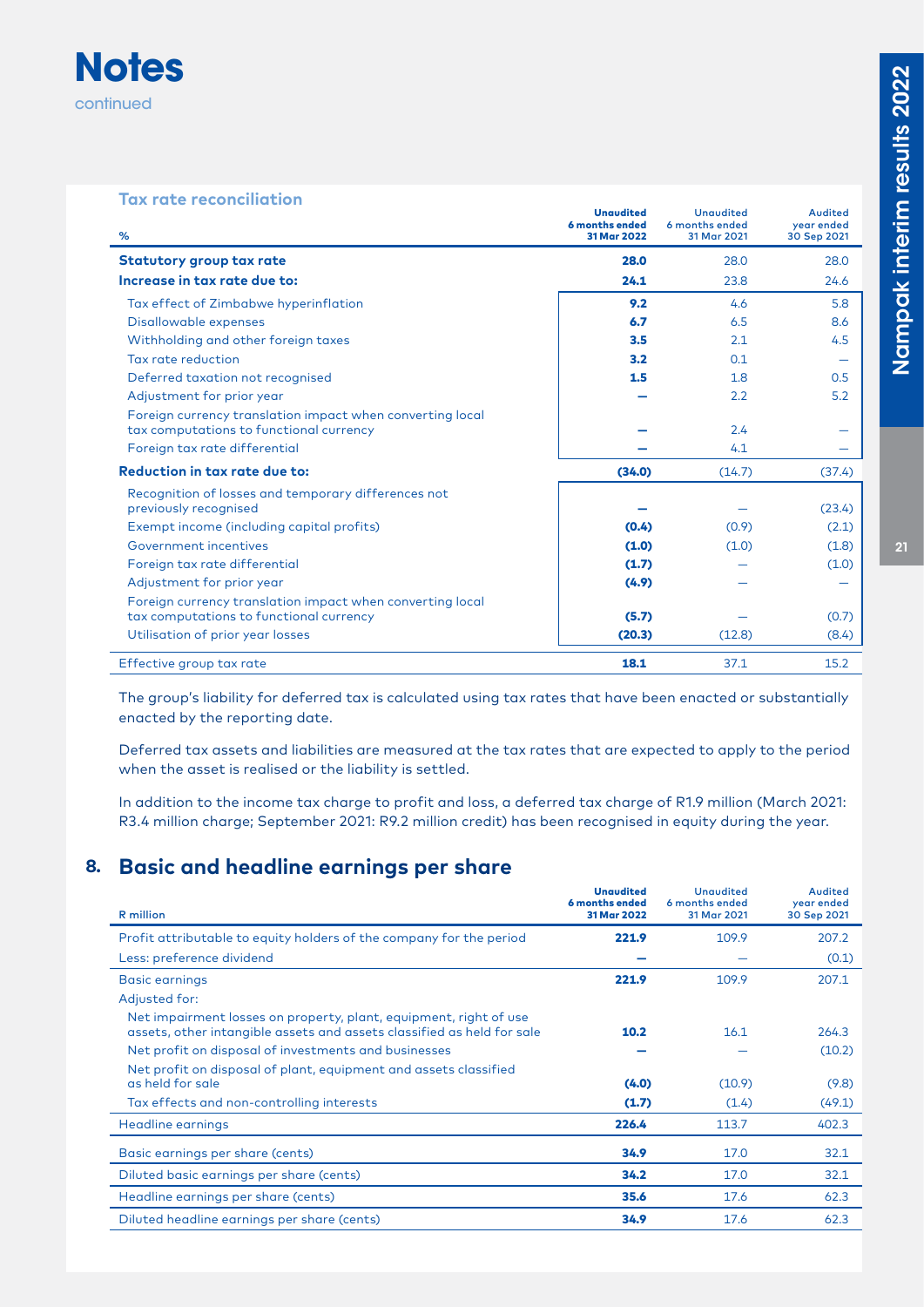# Notes

continued

### Tax rate reconciliation

| % | Unaudited 6 months ended 31 Mar 2022 | Unaudited 6 months ended 31 Mar 2021 | Audited year ended 30 Sep 2021 |
|---|---|---|---|
| **Statutory group tax rate** | **28.0** | 28.0 | 28.0 |
| **Increase in tax rate due to:** | **24.1** | 23.8 | 24.6 |
| Tax effect of Zimbabwe hyperinflation | **9.2** | 4.6 | 5.8 |
| Disallowable expenses | **6.7** | 6.5 | 8.6 |
| Withholding and other foreign taxes | **3.5** | 2.1 | 4.5 |
| Tax rate reduction | **3.2** | 0.1 | – |
| Deferred taxation not recognised | **1.5** | 1.8 | 0.5 |
| Adjustment for prior year | **–** | 2.2 | 5.2 |
| Foreign currency translation impact when converting local tax computations to functional currency | **–** | 2.4 | – |
| Foreign tax rate differential | **–** | 4.1 | – |
| **Reduction in tax rate due to:** | **(34.0)** | (14.7) | (37.4) |
| Recognition of losses and temporary differences not previously recognised | **–** | – | (23.4) |
| Exempt income (including capital profits) | **(0.4)** | (0.9) | (2.1) |
| Government incentives | **(1.0)** | (1.0) | (1.8) |
| Foreign tax rate differential | **(1.7)** | – | (1.0) |
| Adjustment for prior year | **(4.9)** | – | – |
| Foreign currency translation impact when converting local tax computations to functional currency | **(5.7)** | – | (0.7) |
| Utilisation of prior year losses | **(20.3)** | (12.8) | (8.4) |
| Effective group tax rate | **18.1** | 37.1 | 15.2 |

The group's liability for deferred tax is calculated using tax rates that have been enacted or substantially enacted by the reporting date.

Deferred tax assets and liabilities are measured at the tax rates that are expected to apply to the period when the asset is realised or the liability is settled.

In addition to the income tax charge to profit and loss, a deferred tax charge of R1.9 million (March 2021: R3.4 million charge; September 2021: R9.2 million credit) has been recognised in equity during the year.

## 8. Basic and headline earnings per share

| R million | Unaudited 6 months ended 31 Mar 2022 | Unaudited 6 months ended 31 Mar 2021 | Audited year ended 30 Sep 2021 |
|---|---|---|---|
| Profit attributable to equity holders of the company for the period | **221.9** | 109.9 | 207.2 |
| Less: preference dividend | **–** | – | (0.1) |
| Basic earnings | **221.9** | 109.9 | 207.1 |
| Adjusted for: | | | |
| Net impairment losses on property, plant, equipment, right of use assets, other intangible assets and assets classified as held for sale | **10.2** | 16.1 | 264.3 |
| Net profit on disposal of investments and businesses | **–** | – | (10.2) |
| Net profit on disposal of plant, equipment and assets classified as held for sale | **(4.0)** | (10.9) | (9.8) |
| Tax effects and non-controlling interests | **(1.7)** | (1.4) | (49.1) |
| Headline earnings | **226.4** | 113.7 | 402.3 |
| Basic earnings per share (cents) | **34.9** | 17.0 | 32.1 |
| Diluted basic earnings per share (cents) | **34.2** | 17.0 | 32.1 |
| Headline earnings per share (cents) | **35.6** | 17.6 | 62.3 |
| Diluted headline earnings per share (cents) | **34.9** | 17.6 | 62.3 |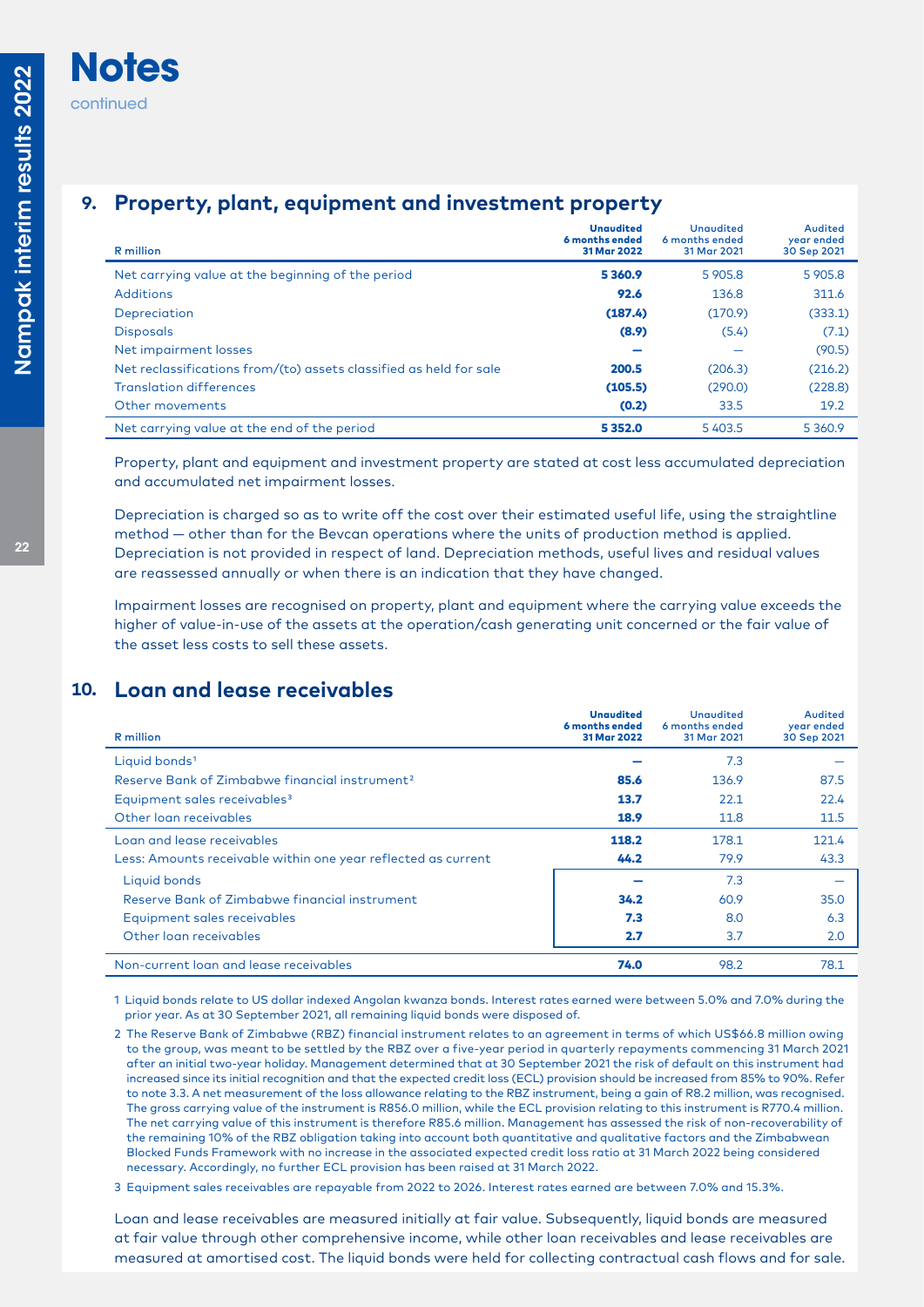# Notes

continued

## 9. Property, plant, equipment and investment property

| R million | Unaudited 6 months ended 31 Mar 2022 | Unaudited 6 months ended 31 Mar 2021 | Audited year ended 30 Sep 2021 |
|---|---|---|---|
| Net carrying value at the beginning of the period | **5 360.9** | 5 905.8 | 5 905.8 |
| Additions | **92.6** | 136.8 | 311.6 |
| Depreciation | **(187.4)** | (170.9) | (333.1) |
| Disposals | **(8.9)** | (5.4) | (7.1) |
| Net impairment losses | **–** | – | (90.5) |
| Net reclassifications from/(to) assets classified as held for sale | **200.5** | (206.3) | (216.2) |
| Translation differences | **(105.5)** | (290.0) | (228.8) |
| Other movements | **(0.2)** | 33.5 | 19.2 |
| Net carrying value at the end of the period | **5 352.0** | 5 403.5 | 5 360.9 |

Property, plant and equipment and investment property are stated at cost less accumulated depreciation and accumulated net impairment losses.

Depreciation is charged so as to write off the cost over their estimated useful life, using the straightline method — other than for the Bevcan operations where the units of production method is applied. Depreciation is not provided in respect of land. Depreciation methods, useful lives and residual values are reassessed annually or when there is an indication that they have changed.

Impairment losses are recognised on property, plant and equipment where the carrying value exceeds the higher of value-in-use of the assets at the operation/cash generating unit concerned or the fair value of the asset less costs to sell these assets.

## 10. Loan and lease receivables

| R million | Unaudited 6 months ended 31 Mar 2022 | Unaudited 6 months ended 31 Mar 2021 | Audited year ended 30 Sep 2021 |
|---|---|---|---|
| Liquid bonds[1] | **–** | 7.3 | – |
| Reserve Bank of Zimbabwe financial instrument[2] | **85.6** | 136.9 | 87.5 |
| Equipment sales receivables[3] | **13.7** | 22.1 | 22.4 |
| Other loan receivables | **18.9** | 11.8 | 11.5 |
| Loan and lease receivables | **118.2** | 178.1 | 121.4 |
| Less: Amounts receivable within one year reflected as current | **44.2** | 79.9 | 43.3 |
| Liquid bonds | **–** | 7.3 | – |
| Reserve Bank of Zimbabwe financial instrument | **34.2** | 60.9 | 35.0 |
| Equipment sales receivables | **7.3** | 8.0 | 6.3 |
| Other loan receivables | **2.7** | 3.7 | 2.0 |
| Non-current loan and lease receivables | **74.0** | 98.2 | 78.1 |

1 Liquid bonds relate to US dollar indexed Angolan kwanza bonds. Interest rates earned were between 5.0% and 7.0% during the prior year. As at 30 September 2021, all remaining liquid bonds were disposed of.

2 The Reserve Bank of Zimbabwe (RBZ) financial instrument relates to an agreement in terms of which US$66.8 million owing to the group, was meant to be settled by the RBZ over a five-year period in quarterly repayments commencing 31 March 2021 after an initial two-year holiday. Management determined that at 30 September 2021 the risk of default on this instrument had increased since its initial recognition and that the expected credit loss (ECL) provision should be increased from 85% to 90%. Refer to note 3.3. A net measurement of the loss allowance relating to the RBZ instrument, being a gain of R8.2 million, was recognised. The gross carrying value of the instrument is R856.0 million, while the ECL provision relating to this instrument is R770.4 million. The net carrying value of this instrument is therefore R85.6 million. Management has assessed the risk of non-recoverability of the remaining 10% of the RBZ obligation taking into account both quantitative and qualitative factors and the Zimbabwean Blocked Funds Framework with no increase in the associated expected credit loss ratio at 31 March 2022 being considered necessary. Accordingly, no further ECL provision has been raised at 31 March 2022.

3 Equipment sales receivables are repayable from 2022 to 2026. Interest rates earned are between 7.0% and 15.3%.

Loan and lease receivables are measured initially at fair value. Subsequently, liquid bonds are measured at fair value through other comprehensive income, while other loan receivables and lease receivables are measured at amortised cost. The liquid bonds were held for collecting contractual cash flows and for sale.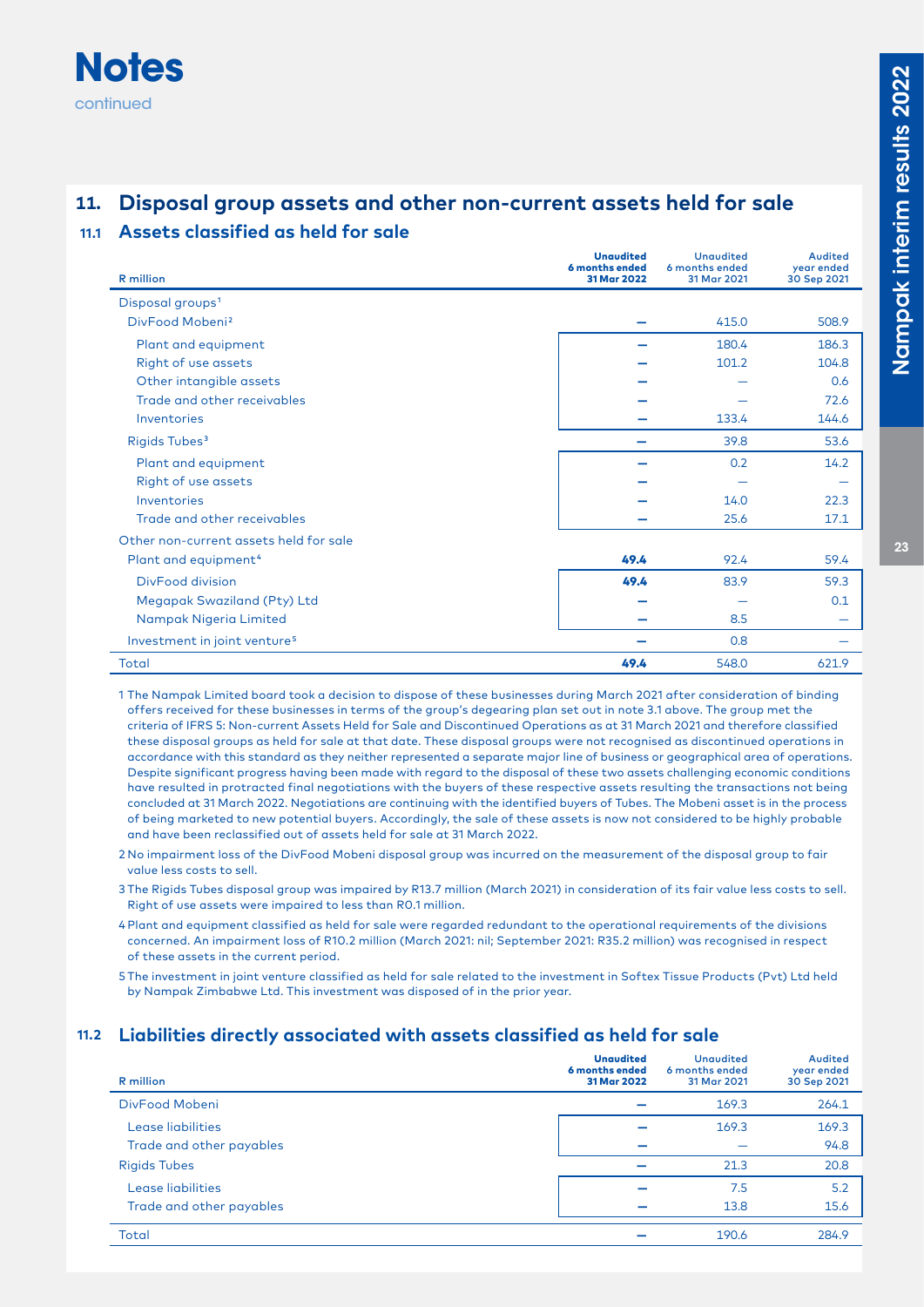# Notes

continued

## 11. Disposal group assets and other non-current assets held for sale

### 11.1 Assets classified as held for sale

| R million | Unaudited 6 months ended 31 Mar 2022 | Unaudited 6 months ended 31 Mar 2021 | Audited year ended 30 Sep 2021 |
|---|---|---|---|
| Disposal groups[1] | | | |
| DivFood Mobeni[2] | – | 415.0 | 508.9 |
| Plant and equipment | – | 180.4 | 186.3 |
| Right of use assets | – | 101.2 | 104.8 |
| Other intangible assets | – | – | 0.6 |
| Trade and other receivables | – | – | 72.6 |
| Inventories | – | 133.4 | 144.6 |
| Rigids Tubes[3] | – | 39.8 | 53.6 |
| Plant and equipment | – | 0.2 | 14.2 |
| Right of use assets | – | – | – |
| Inventories | – | 14.0 | 22.3 |
| Trade and other receivables | – | 25.6 | 17.1 |
| Other non-current assets held for sale | | | |
| Plant and equipment[4] | **49.4** | 92.4 | 59.4 |
| DivFood division | **49.4** | 83.9 | 59.3 |
| Megapak Swaziland (Pty) Ltd | – | – | 0.1 |
| Nampak Nigeria Limited | – | 8.5 | – |
| Investment in joint venture[5] | – | 0.8 | – |
| Total | **49.4** | 548.0 | 621.9 |

1 The Nampak Limited board took a decision to dispose of these businesses during March 2021 after consideration of binding offers received for these businesses in terms of the group's degearing plan set out in note 3.1 above. The group met the criteria of IFRS 5: Non-current Assets Held for Sale and Discontinued Operations as at 31 March 2021 and therefore classified these disposal groups as held for sale at that date. These disposal groups were not recognised as discontinued operations in accordance with this standard as they neither represented a separate major line of business or geographical area of operations. Despite significant progress having been made with regard to the disposal of these two assets challenging economic conditions have resulted in protracted final negotiations with the buyers of these respective assets resulting the transactions not being concluded at 31 March 2022. Negotiations are continuing with the identified buyers of Tubes. The Mobeni asset is in the process of being marketed to new potential buyers. Accordingly, the sale of these assets is now not considered to be highly probable and have been reclassified out of assets held for sale at 31 March 2022.

2 No impairment loss of the DivFood Mobeni disposal group was incurred on the measurement of the disposal group to fair value less costs to sell.

3 The Rigids Tubes disposal group was impaired by R13.7 million (March 2021) in consideration of its fair value less costs to sell. Right of use assets were impaired to less than R0.1 million.

4 Plant and equipment classified as held for sale were regarded redundant to the operational requirements of the divisions concerned. An impairment loss of R10.2 million (March 2021: nil; September 2021: R35.2 million) was recognised in respect of these assets in the current period.

5 The investment in joint venture classified as held for sale related to the investment in Softex Tissue Products (Pvt) Ltd held by Nampak Zimbabwe Ltd. This investment was disposed of in the prior year.

### 11.2 Liabilities directly associated with assets classified as held for sale

| R million | Unaudited 6 months ended 31 Mar 2022 | Unaudited 6 months ended 31 Mar 2021 | Audited year ended 30 Sep 2021 |
|---|---|---|---|
| DivFood Mobeni | – | 169.3 | 264.1 |
| Lease liabilities | – | 169.3 | 169.3 |
| Trade and other payables | – | – | 94.8 |
| Rigids Tubes | – | 21.3 | 20.8 |
| Lease liabilities | – | 7.5 | 5.2 |
| Trade and other payables | – | 13.8 | 15.6 |
| Total | – | 190.6 | 284.9 |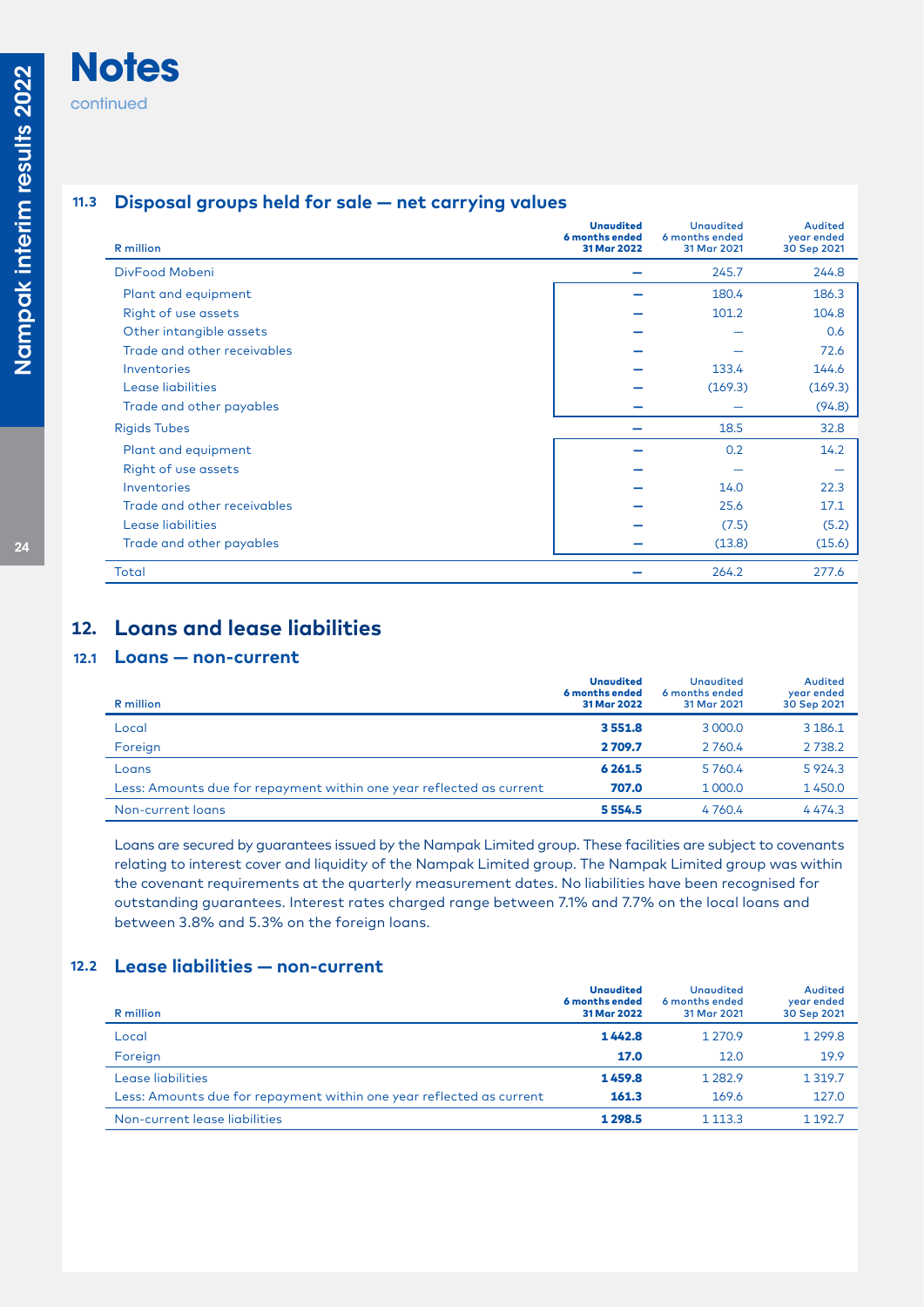# Notes

continued

### 11.3 Disposal groups held for sale — net carrying values

| R million | Unaudited 6 months ended 31 Mar 2022 | Unaudited 6 months ended 31 Mar 2021 | Audited year ended 30 Sep 2021 |
|---|---|---|---|
| DivFood Mobeni | – | 245.7 | 244.8 |
| Plant and equipment | – | 180.4 | 186.3 |
| Right of use assets | – | 101.2 | 104.8 |
| Other intangible assets | – | — | 0.6 |
| Trade and other receivables | – | — | 72.6 |
| Inventories | – | 133.4 | 144.6 |
| Lease liabilities | – | (169.3) | (169.3) |
| Trade and other payables | – | — | (94.8) |
| Rigids Tubes | – | 18.5 | 32.8 |
| Plant and equipment | – | 0.2 | 14.2 |
| Right of use assets | – | — | — |
| Inventories | – | 14.0 | 22.3 |
| Trade and other receivables | – | 25.6 | 17.1 |
| Lease liabilities | – | (7.5) | (5.2) |
| Trade and other payables | – | (13.8) | (15.6) |
| Total | – | 264.2 | 277.6 |

## 12. Loans and lease liabilities

### 12.1 Loans — non-current

| R million | Unaudited 6 months ended 31 Mar 2022 | Unaudited 6 months ended 31 Mar 2021 | Audited year ended 30 Sep 2021 |
|---|---|---|---|
| Local | **3 551.8** | 3 000.0 | 3 186.1 |
| Foreign | **2 709.7** | 2 760.4 | 2 738.2 |
| Loans | **6 261.5** | 5 760.4 | 5 924.3 |
| Less: Amounts due for repayment within one year reflected as current | **707.0** | 1 000.0 | 1 450.0 |
| Non-current loans | **5 554.5** | 4 760.4 | 4 474.3 |

Loans are secured by guarantees issued by the Nampak Limited group. These facilities are subject to covenants relating to interest cover and liquidity of the Nampak Limited group. The Nampak Limited group was within the covenant requirements at the quarterly measurement dates. No liabilities have been recognised for outstanding guarantees. Interest rates charged range between 7.1% and 7.7% on the local loans and between 3.8% and 5.3% on the foreign loans.

### 12.2 Lease liabilities — non-current

| R million | Unaudited 6 months ended 31 Mar 2022 | Unaudited 6 months ended 31 Mar 2021 | Audited year ended 30 Sep 2021 |
|---|---|---|---|
| Local | **1 442.8** | 1 270.9 | 1 299.8 |
| Foreign | **17.0** | 12.0 | 19.9 |
| Lease liabilities | **1 459.8** | 1 282.9 | 1 319.7 |
| Less: Amounts due for repayment within one year reflected as current | **161.3** | 169.6 | 127.0 |
| Non-current lease liabilities | **1 298.5** | 1 113.3 | 1 192.7 |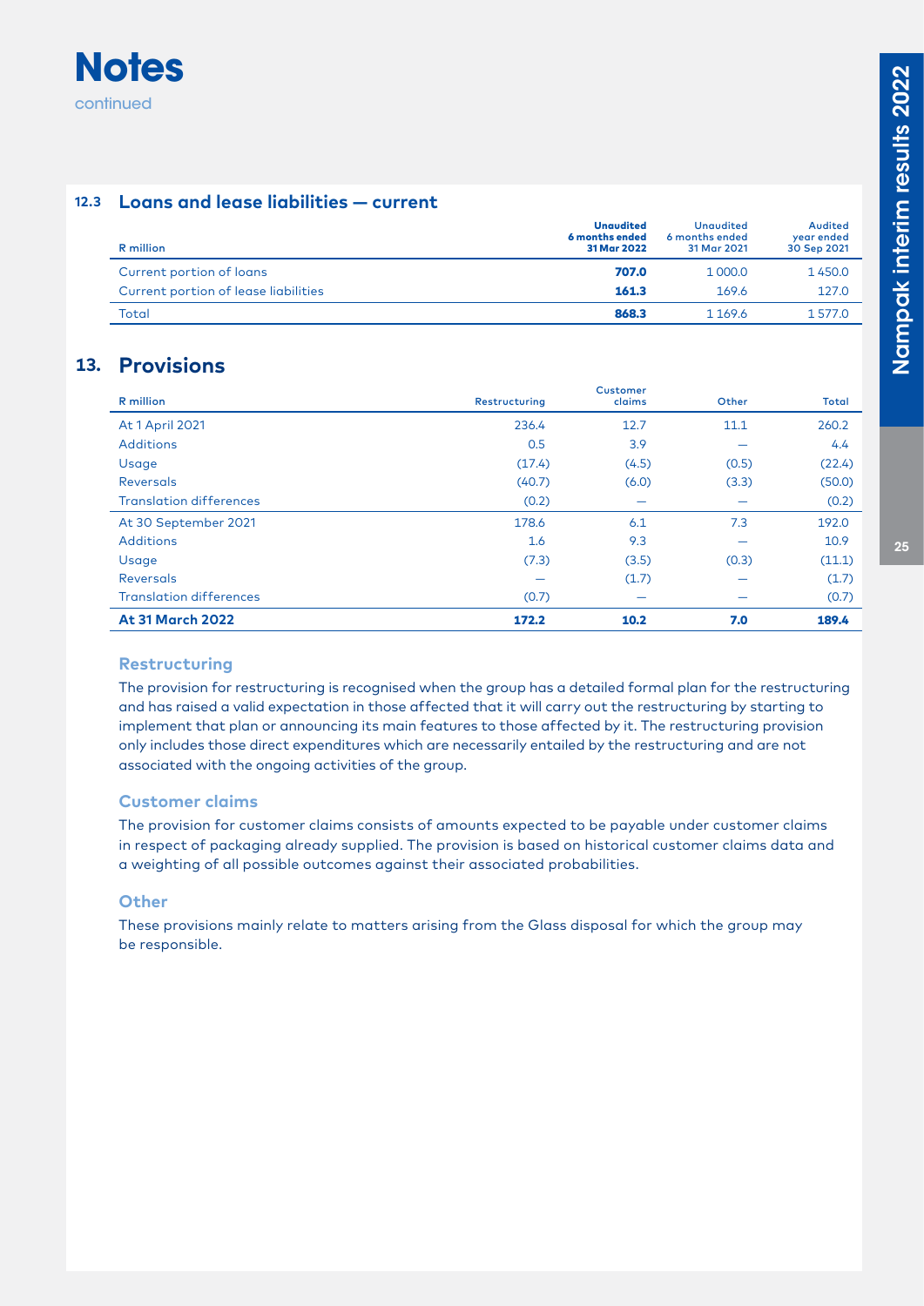# Notes

continued

### 12.3 Loans and lease liabilities — current

| R million | **Unaudited 6 months ended 31 Mar 2022** | Unaudited 6 months ended 31 Mar 2021 | Audited year ended 30 Sep 2021 |
|---|---|---|---|
| Current portion of loans | **707.0** | 1 000.0 | 1 450.0 |
| Current portion of lease liabilities | **161.3** | 169.6 | 127.0 |
| Total | **868.3** | 1 169.6 | 1 577.0 |

## 13. Provisions

| R million | Restructuring | Customer claims | Other | Total |
|---|---|---|---|---|
| At 1 April 2021 | 236.4 | 12.7 | 11.1 | 260.2 |
| Additions | 0.5 | 3.9 | — | 4.4 |
| Usage | (17.4) | (4.5) | (0.5) | (22.4) |
| Reversals | (40.7) | (6.0) | (3.3) | (50.0) |
| Translation differences | (0.2) | — | — | (0.2) |
| At 30 September 2021 | 178.6 | 6.1 | 7.3 | 192.0 |
| Additions | 1.6 | 9.3 | — | 10.9 |
| Usage | (7.3) | (3.5) | (0.3) | (11.1) |
| Reversals | — | (1.7) | — | (1.7) |
| Translation differences | (0.7) | — | — | (0.7) |
| **At 31 March 2022** | **172.2** | **10.2** | **7.0** | **189.4** |

### Restructuring

The provision for restructuring is recognised when the group has a detailed formal plan for the restructuring and has raised a valid expectation in those affected that it will carry out the restructuring by starting to implement that plan or announcing its main features to those affected by it. The restructuring provision only includes those direct expenditures which are necessarily entailed by the restructuring and are not associated with the ongoing activities of the group.

### Customer claims

The provision for customer claims consists of amounts expected to be payable under customer claims in respect of packaging already supplied. The provision is based on historical customer claims data and a weighting of all possible outcomes against their associated probabilities.

### Other

These provisions mainly relate to matters arising from the Glass disposal for which the group may be responsible.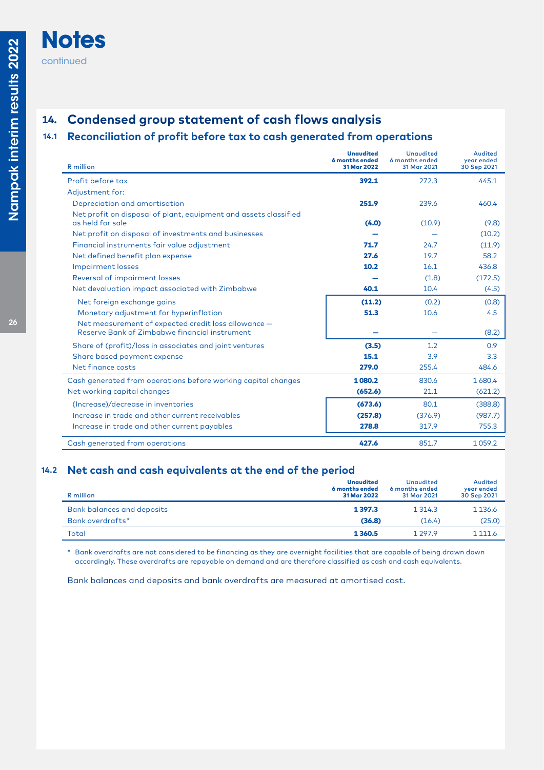# Notes

continued

## 14. Condensed group statement of cash flows analysis

### 14.1 Reconciliation of profit before tax to cash generated from operations

| R million | Unaudited 6 months ended 31 Mar 2022 | Unaudited 6 months ended 31 Mar 2021 | Audited year ended 30 Sep 2021 |
|---|---|---|---|
| Profit before tax | **392.1** | 272.3 | 445.1 |
| Adjustment for: | | | |
| Depreciation and amortisation | **251.9** | 239.6 | 460.4 |
| Net profit on disposal of plant, equipment and assets classified as held for sale | **(4.0)** | (10.9) | (9.8) |
| Net profit on disposal of investments and businesses | **–** | – | (10.2) |
| Financial instruments fair value adjustment | **71.7** | 24.7 | (11.9) |
| Net defined benefit plan expense | **27.6** | 19.7 | 58.2 |
| Impairment losses | **10.2** | 16.1 | 436.8 |
| Reversal of impairment losses | **–** | (1.8) | (172.5) |
| Net devaluation impact associated with Zimbabwe | **40.1** | 10.4 | (4.5) |
| Net foreign exchange gains | **(11.2)** | (0.2) | (0.8) |
| Monetary adjustment for hyperinflation | **51.3** | 10.6 | 4.5 |
| Net measurement of expected credit loss allowance — Reserve Bank of Zimbabwe financial instrument | **–** | – | (8.2) |
| Share of (profit)/loss in associates and joint ventures | **(3.5)** | 1.2 | 0.9 |
| Share based payment expense | **15.1** | 3.9 | 3.3 |
| Net finance costs | **279.0** | 255.4 | 484.6 |
| Cash generated from operations before working capital changes | **1 080.2** | 830.6 | 1 680.4 |
| Net working capital changes | **(652.6)** | 21.1 | (621.2) |
| (Increase)/decrease in inventories | **(673.6)** | 80.1 | (388.8) |
| Increase in trade and other current receivables | **(257.8)** | (376.9) | (987.7) |
| Increase in trade and other current payables | **278.8** | 317.9 | 755.3 |
| Cash generated from operations | **427.6** | 851.7 | 1 059.2 |

### 14.2 Net cash and cash equivalents at the end of the period

| R million | Unaudited 6 months ended 31 Mar 2022 | Unaudited 6 months ended 31 Mar 2021 | Audited year ended 30 Sep 2021 |
|---|---|---|---|
| Bank balances and deposits | **1 397.3** | 1 314.3 | 1 136.6 |
| Bank overdrafts* | **(36.8)** | (16.4) | (25.0) |
| Total | **1 360.5** | 1 297.9 | 1 111.6 |

\* Bank overdrafts are not considered to be financing as they are overnight facilities that are capable of being drawn down accordingly. These overdrafts are repayable on demand and are therefore classified as cash and cash equivalents.

Bank balances and deposits and bank overdrafts are measured at amortised cost.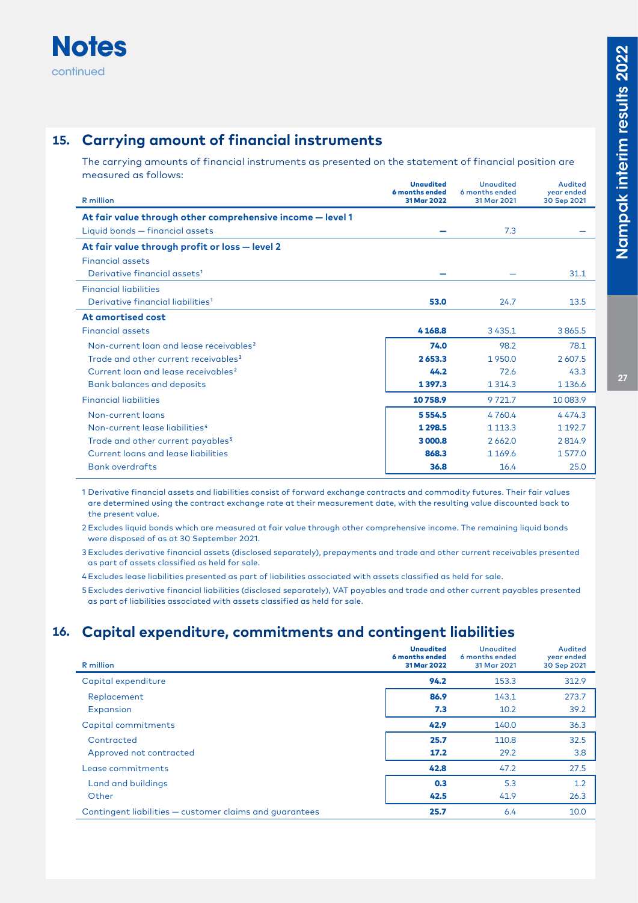# Notes

continued

## 15. Carrying amount of financial instruments

The carrying amounts of financial instruments as presented on the statement of financial position are measured as follows:

| R million | Unaudited 6 months ended 31 Mar 2022 | Unaudited 6 months ended 31 Mar 2021 | Audited year ended 30 Sep 2021 |
|---|---|---|---|
| **At fair value through other comprehensive income — level 1** | | | |
| Liquid bonds — financial assets | **—** | 7.3 | — |
| **At fair value through profit or loss — level 2** | | | |
| Financial assets | | | |
| Derivative financial assets[1] | **—** | — | 31.1 |
| Financial liabilities | | | |
| Derivative financial liabilities[1] | **53.0** | 24.7 | 13.5 |
| **At amortised cost** | | | |
| Financial assets | **4 168.8** | 3 435.1 | 3 865.5 |
| Non-current loan and lease receivables[2] | **74.0** | 98.2 | 78.1 |
| Trade and other current receivables[3] | **2 653.3** | 1 950.0 | 2 607.5 |
| Current loan and lease receivables[2] | **44.2** | 72.6 | 43.3 |
| Bank balances and deposits | **1 397.3** | 1 314.3 | 1 136.6 |
| Financial liabilities | **10 758.9** | 9 721.7 | 10 083.9 |
| Non-current loans | **5 554.5** | 4 760.4 | 4 474.3 |
| Non-current lease liabilities[4] | **1 298.5** | 1 113.3 | 1 192.7 |
| Trade and other current payables[5] | **3 000.8** | 2 662.0 | 2 814.9 |
| Current loans and lease liabilities | **868.3** | 1 169.6 | 1 577.0 |
| Bank overdrafts | **36.8** | 16.4 | 25.0 |

1 Derivative financial assets and liabilities consist of forward exchange contracts and commodity futures. Their fair values are determined using the contract exchange rate at their measurement date, with the resulting value discounted back to the present value.

2 Excludes liquid bonds which are measured at fair value through other comprehensive income. The remaining liquid bonds were disposed of as at 30 September 2021.

3 Excludes derivative financial assets (disclosed separately), prepayments and trade and other current receivables presented as part of assets classified as held for sale.

4 Excludes lease liabilities presented as part of liabilities associated with assets classified as held for sale.

5 Excludes derivative financial liabilities (disclosed separately), VAT payables and trade and other current payables presented as part of liabilities associated with assets classified as held for sale.

## 16. Capital expenditure, commitments and contingent liabilities

| R million | Unaudited 6 months ended 31 Mar 2022 | Unaudited 6 months ended 31 Mar 2021 | Audited year ended 30 Sep 2021 |
|---|---|---|---|
| Capital expenditure | **94.2** | 153.3 | 312.9 |
| Replacement | **86.9** | 143.1 | 273.7 |
| Expansion | **7.3** | 10.2 | 39.2 |
| Capital commitments | **42.9** | 140.0 | 36.3 |
| Contracted | **25.7** | 110.8 | 32.5 |
| Approved not contracted | **17.2** | 29.2 | 3.8 |
| Lease commitments | **42.8** | 47.2 | 27.5 |
| Land and buildings | **0.3** | 5.3 | 1.2 |
| Other | **42.5** | 41.9 | 26.3 |
| Contingent liabilities — customer claims and guarantees | **25.7** | 6.4 | 10.0 |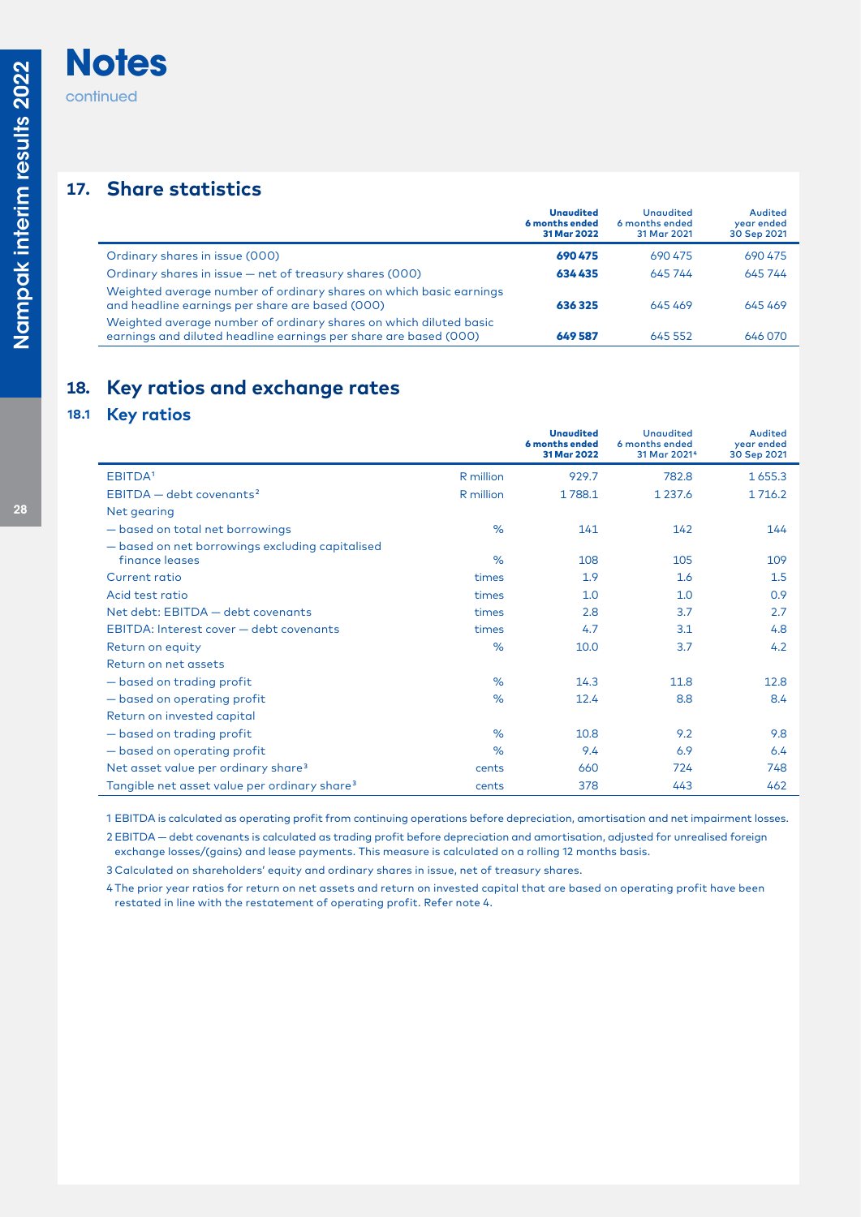# Notes

continued

## 17. Share statistics

| | Unaudited 6 months ended 31 Mar 2022 | Unaudited 6 months ended 31 Mar 2021 | Audited year ended 30 Sep 2021 |
|---|---|---|---|
| Ordinary shares in issue (000) | **690 475** | 690 475 | 690 475 |
| Ordinary shares in issue — net of treasury shares (000) | **634 435** | 645 744 | 645 744 |
| Weighted average number of ordinary shares on which basic earnings and headline earnings per share are based (000) | **636 325** | 645 469 | 645 469 |
| Weighted average number of ordinary shares on which diluted basic earnings and diluted headline earnings per share are based (000) | **649 587** | 645 552 | 646 070 |

## 18. Key ratios and exchange rates

### 18.1 Key ratios

| | | Unaudited 6 months ended 31 Mar 2022 | Unaudited 6 months ended 31 Mar 2021[4] | Audited year ended 30 Sep 2021 |
|---|---|---|---|---|
| EBITDA[1] | R million | 929.7 | 782.8 | 1 655.3 |
| EBITDA — debt covenants[2] | R million | 1 788.1 | 1 237.6 | 1 716.2 |
| Net gearing | | | | |
| — based on total net borrowings | % | 141 | 142 | 144 |
| — based on net borrowings excluding capitalised finance leases | % | 108 | 105 | 109 |
| Current ratio | times | 1.9 | 1.6 | 1.5 |
| Acid test ratio | times | 1.0 | 1.0 | 0.9 |
| Net debt: EBITDA — debt covenants | times | 2.8 | 3.7 | 2.7 |
| EBITDA: Interest cover — debt covenants | times | 4.7 | 3.1 | 4.8 |
| Return on equity | % | 10.0 | 3.7 | 4.2 |
| Return on net assets | | | | |
| — based on trading profit | % | 14.3 | 11.8 | 12.8 |
| — based on operating profit | % | 12.4 | 8.8 | 8.4 |
| Return on invested capital | | | | |
| — based on trading profit | % | 10.8 | 9.2 | 9.8 |
| — based on operating profit | % | 9.4 | 6.9 | 6.4 |
| Net asset value per ordinary share[3] | cents | 660 | 724 | 748 |
| Tangible net asset value per ordinary share[3] | cents | 378 | 443 | 462 |

1 EBITDA is calculated as operating profit from continuing operations before depreciation, amortisation and net impairment losses.

2 EBITDA — debt covenants is calculated as trading profit before depreciation and amortisation, adjusted for unrealised foreign exchange losses/(gains) and lease payments. This measure is calculated on a rolling 12 months basis.

3 Calculated on shareholders' equity and ordinary shares in issue, net of treasury shares.

4 The prior year ratios for return on net assets and return on invested capital that are based on operating profit have been restated in line with the restatement of operating profit. Refer note 4.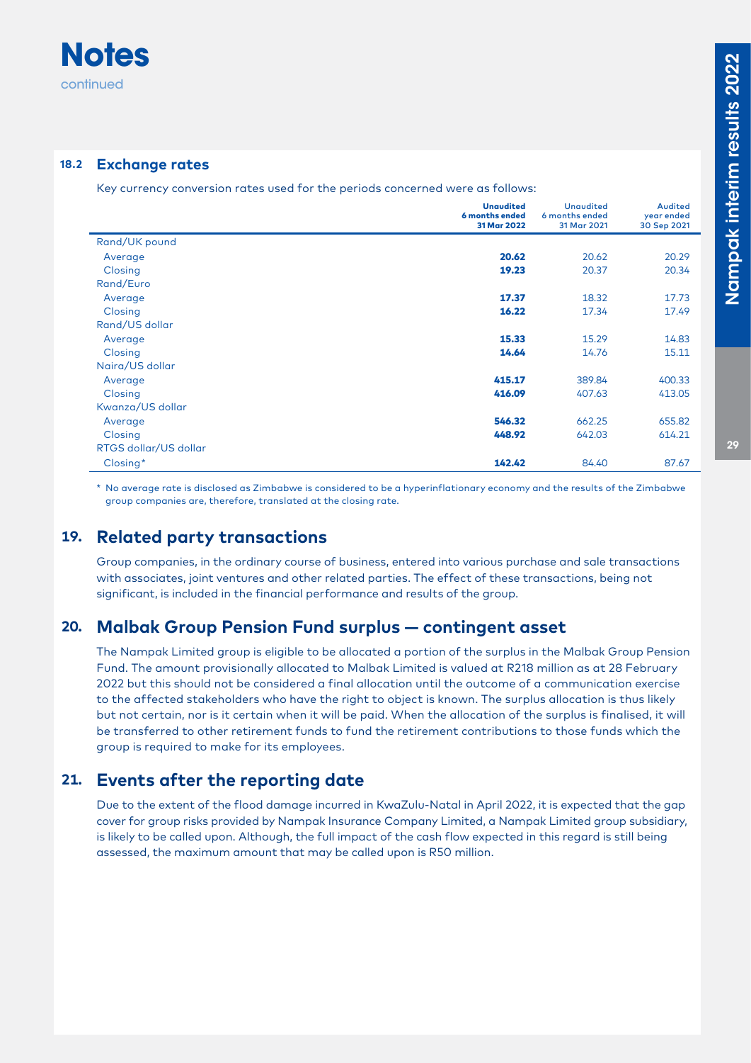# Notes

continued

### 18.2 Exchange rates

Key currency conversion rates used for the periods concerned were as follows:

| | **Unaudited 6 months ended 31 Mar 2022** | Unaudited 6 months ended 31 Mar 2021 | Audited year ended 30 Sep 2021 |
|---|---|---|---|
| Rand/UK pound | | | |
| Average | **20.62** | 20.62 | 20.29 |
| Closing | **19.23** | 20.37 | 20.34 |
| Rand/Euro | | | |
| Average | **17.37** | 18.32 | 17.73 |
| Closing | **16.22** | 17.34 | 17.49 |
| Rand/US dollar | | | |
| Average | **15.33** | 15.29 | 14.83 |
| Closing | **14.64** | 14.76 | 15.11 |
| Naira/US dollar | | | |
| Average | **415.17** | 389.84 | 400.33 |
| Closing | **416.09** | 407.63 | 413.05 |
| Kwanza/US dollar | | | |
| Average | **546.32** | 662.25 | 655.82 |
| Closing | **448.92** | 642.03 | 614.21 |
| RTGS dollar/US dollar | | | |
| Closing* | **142.42** | 84.40 | 87.67 |

\* No average rate is disclosed as Zimbabwe is considered to be a hyperinflationary economy and the results of the Zimbabwe group companies are, therefore, translated at the closing rate.

## 19. Related party transactions

Group companies, in the ordinary course of business, entered into various purchase and sale transactions with associates, joint ventures and other related parties. The effect of these transactions, being not significant, is included in the financial performance and results of the group.

## 20. Malbak Group Pension Fund surplus — contingent asset

The Nampak Limited group is eligible to be allocated a portion of the surplus in the Malbak Group Pension Fund. The amount provisionally allocated to Malbak Limited is valued at R218 million as at 28 February 2022 but this should not be considered a final allocation until the outcome of a communication exercise to the affected stakeholders who have the right to object is known. The surplus allocation is thus likely but not certain, nor is it certain when it will be paid. When the allocation of the surplus is finalised, it will be transferred to other retirement funds to fund the retirement contributions to those funds which the group is required to make for its employees.

## 21. Events after the reporting date

Due to the extent of the flood damage incurred in KwaZulu-Natal in April 2022, it is expected that the gap cover for group risks provided by Nampak Insurance Company Limited, a Nampak Limited group subsidiary, is likely to be called upon. Although, the full impact of the cash flow expected in this regard is still being assessed, the maximum amount that may be called upon is R50 million.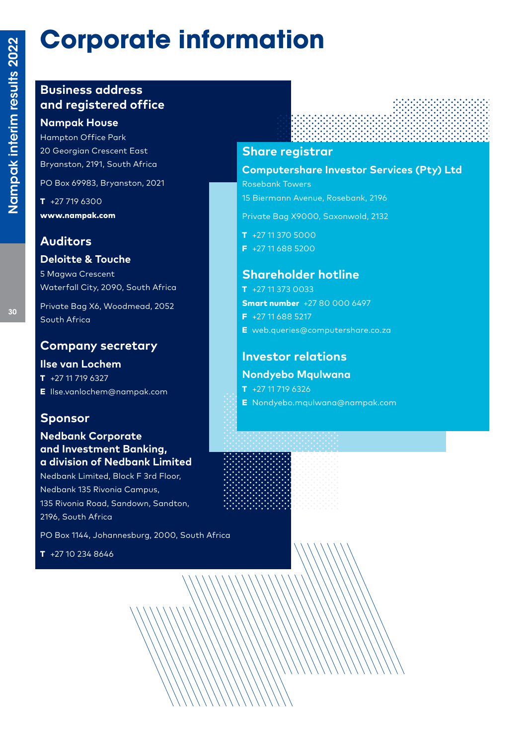# Corporate information

## Business address and registered office

**Nampak House**
Hampton Office Park
20 Georgian Crescent East
Bryanston, 2191, South Africa

PO Box 69983, Bryanston, 2021

**T** +27 719 6300
**www.nampak.com**

## Auditors

**Deloitte & Touche**
5 Magwa Crescent
Waterfall City, 2090, South Africa

Private Bag X6, Woodmead, 2052
South Africa

## Company secretary

**Ilse van Lochem**
**T** +27 11 719 6327
**E** Ilse.vanlochem@nampak.com

## Sponsor

**Nedbank Corporate and Investment Banking, a division of Nedbank Limited**
Nedbank Limited, Block F 3rd Floor,
Nedbank 135 Rivonia Campus,
135 Rivonia Road, Sandown, Sandton,
2196, South Africa

PO Box 1144, Johannesburg, 2000, South Africa

**T** +27 10 234 8646

## Share registrar

**Computershare Investor Services (Pty) Ltd**
Rosebank Towers
15 Biermann Avenue, Rosebank, 2196

Private Bag X9000, Saxonwold, 2132

**T** +27 11 370 5000
**F** +27 11 688 5200

## Shareholder hotline

**T** +27 11 373 0033
**Smart number** +27 80 000 6497
**F** +27 11 688 5217
**E** web.queries@computershare.co.za

## Investor relations

**Nondyebo Mqulwana**
**T** +27 11 719 6326
**E** Nondyebo.mqulwana@nampak.com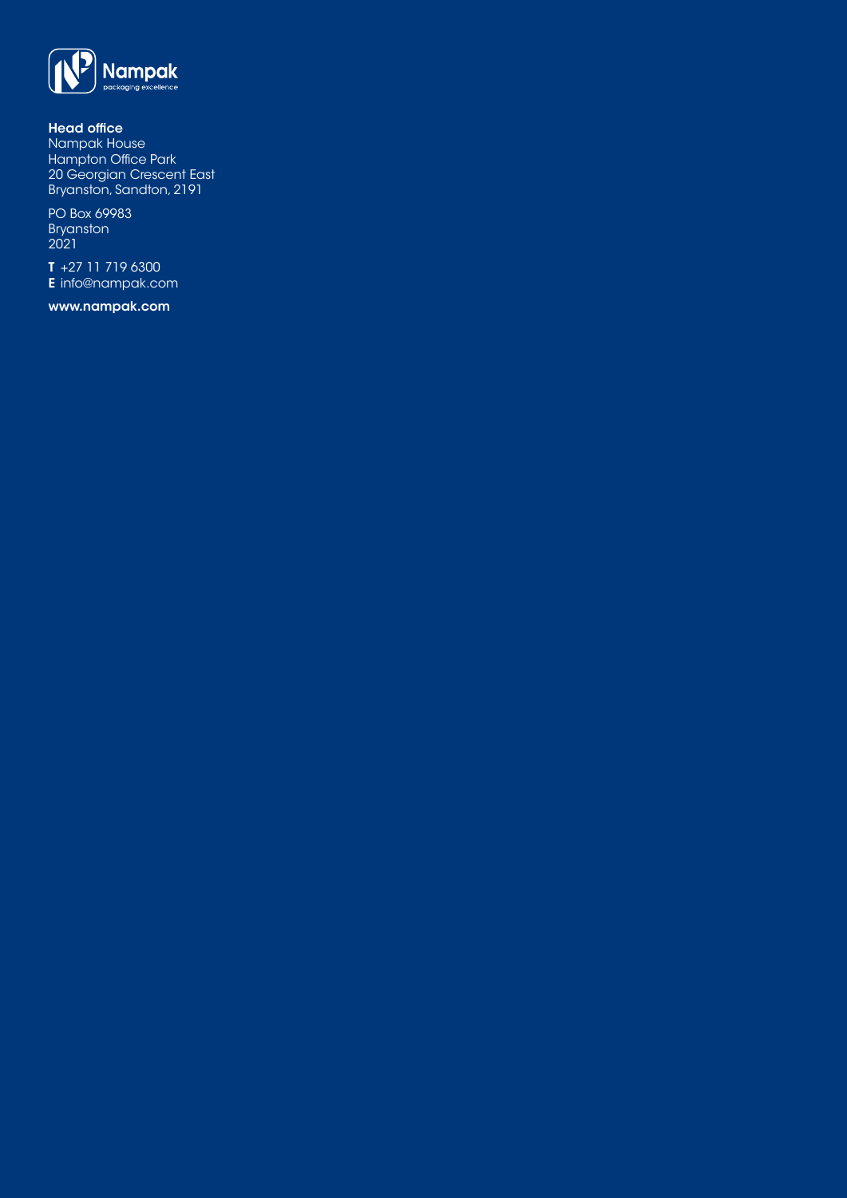Nampak
packaging excellence

**Head office**
Nampak House
Hampton Office Park
20 Georgian Crescent East
Bryanston, Sandton, 2191

PO Box 69983
Bryanston
2021

**T** +27 11 719 6300
**E** info@nampak.com

**www.nampak.com**